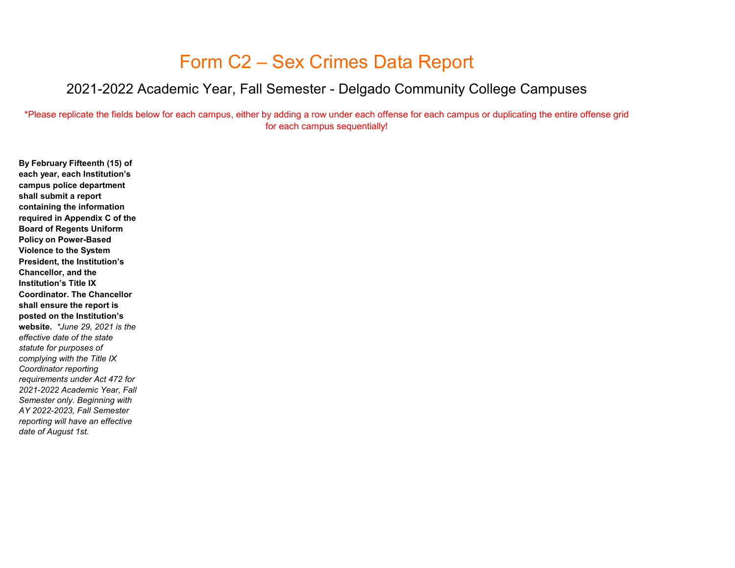# Form C2 – Sex Crimes Data Report

## 2021-2022 Academic Year, Fall Semester - Delgado Community College Campuses

*Please replicate the fields below for each campus, either by adding a row under each offense for each campus or duplicating the entire offense grid for each campus sequentially!

**By February Fifteenth (15) of each year, each Institution's campus police department shall submit a report containing the information required in Appendix C of the Board of Regents Uniform Policy on Power-Based Violence to the System President, the Institution's Chancellor, and the Institution's Title IX Coordinator. The Chancellor shall ensure the report is posted on the Institution's website.** *\*June 29, 2021 is the effective date of the state statute for purposes of complying with the Title IX Coordinator reporting requirements under Act 472 for 2021-2022 Academic Year, Fall Semester only. Beginning with AY 2022-2023, Fall Semester reporting will have an effective date of August 1st.*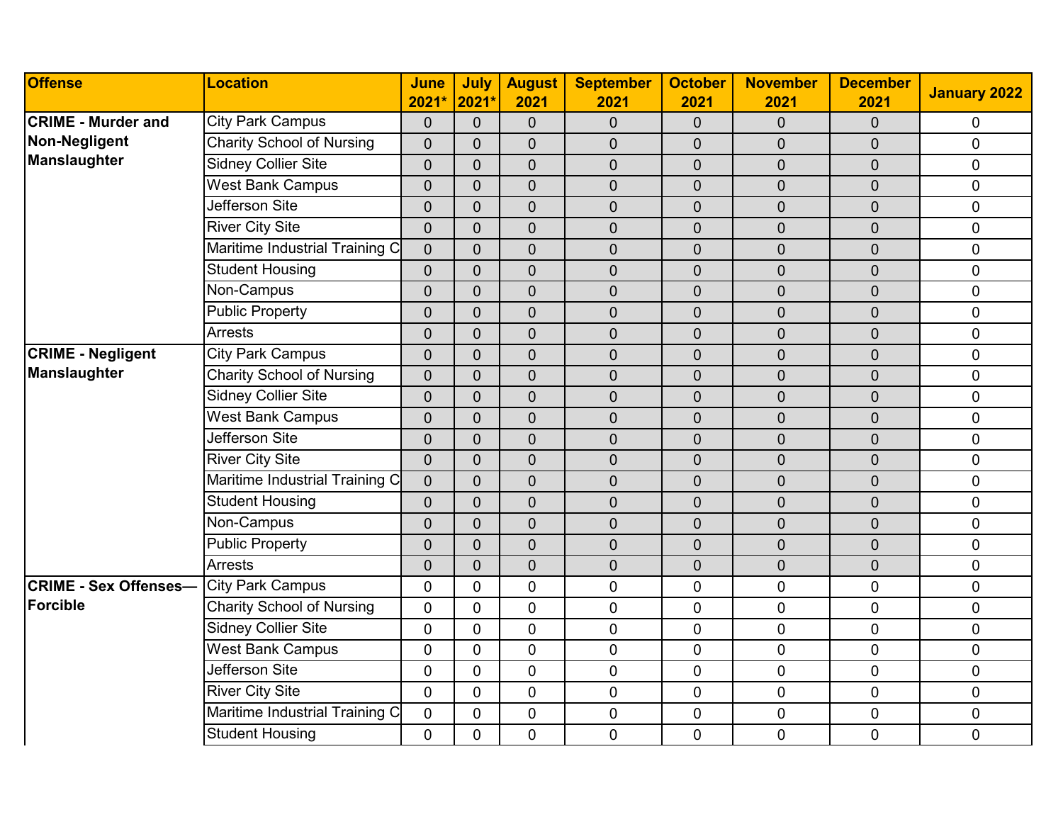| Offense | Location | June 2021* | July 2021* | August 2021 | September 2021 | October 2021 | November 2021 | December 2021 | January 2022 |
|---|---|---|---|---|---|---|---|---|---|
| **CRIME - Murder and Non-Negligent Manslaughter** | City Park Campus | 0 | 0 | 0 | 0 | 0 | 0 | 0 | 0 |
| | Charity School of Nursing | 0 | 0 | 0 | 0 | 0 | 0 | 0 | 0 |
| | Sidney Collier Site | 0 | 0 | 0 | 0 | 0 | 0 | 0 | 0 |
| | West Bank Campus | 0 | 0 | 0 | 0 | 0 | 0 | 0 | 0 |
| | Jefferson Site | 0 | 0 | 0 | 0 | 0 | 0 | 0 | 0 |
| | River City Site | 0 | 0 | 0 | 0 | 0 | 0 | 0 | 0 |
| | Maritime Industrial Training C | 0 | 0 | 0 | 0 | 0 | 0 | 0 | 0 |
| | Student Housing | 0 | 0 | 0 | 0 | 0 | 0 | 0 | 0 |
| | Non-Campus | 0 | 0 | 0 | 0 | 0 | 0 | 0 | 0 |
| | Public Property | 0 | 0 | 0 | 0 | 0 | 0 | 0 | 0 |
| | Arrests | 0 | 0 | 0 | 0 | 0 | 0 | 0 | 0 |
| **CRIME - Negligent Manslaughter** | City Park Campus | 0 | 0 | 0 | 0 | 0 | 0 | 0 | 0 |
| | Charity School of Nursing | 0 | 0 | 0 | 0 | 0 | 0 | 0 | 0 |
| | Sidney Collier Site | 0 | 0 | 0 | 0 | 0 | 0 | 0 | 0 |
| | West Bank Campus | 0 | 0 | 0 | 0 | 0 | 0 | 0 | 0 |
| | Jefferson Site | 0 | 0 | 0 | 0 | 0 | 0 | 0 | 0 |
| | River City Site | 0 | 0 | 0 | 0 | 0 | 0 | 0 | 0 |
| | Maritime Industrial Training C | 0 | 0 | 0 | 0 | 0 | 0 | 0 | 0 |
| | Student Housing | 0 | 0 | 0 | 0 | 0 | 0 | 0 | 0 |
| | Non-Campus | 0 | 0 | 0 | 0 | 0 | 0 | 0 | 0 |
| | Public Property | 0 | 0 | 0 | 0 | 0 | 0 | 0 | 0 |
| | Arrests | 0 | 0 | 0 | 0 | 0 | 0 | 0 | 0 |
| **CRIME - Sex Offenses—Forcible** | City Park Campus | 0 | 0 | 0 | 0 | 0 | 0 | 0 | 0 |
| | Charity School of Nursing | 0 | 0 | 0 | 0 | 0 | 0 | 0 | 0 |
| | Sidney Collier Site | 0 | 0 | 0 | 0 | 0 | 0 | 0 | 0 |
| | West Bank Campus | 0 | 0 | 0 | 0 | 0 | 0 | 0 | 0 |
| | Jefferson Site | 0 | 0 | 0 | 0 | 0 | 0 | 0 | 0 |
| | River City Site | 0 | 0 | 0 | 0 | 0 | 0 | 0 | 0 |
| | Maritime Industrial Training C | 0 | 0 | 0 | 0 | 0 | 0 | 0 | 0 |
| | Student Housing | 0 | 0 | 0 | 0 | 0 | 0 | 0 | 0 |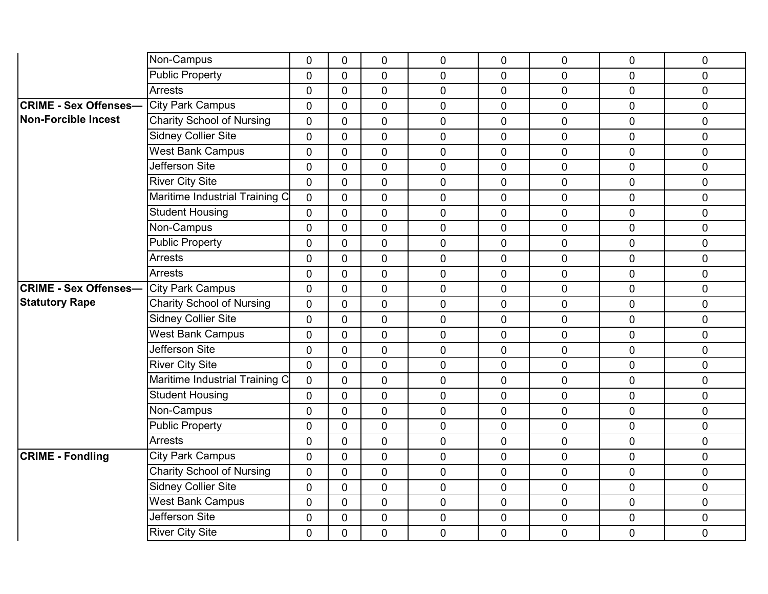| | | | | | | | | | |
|---|---|---|---|---|---|---|---|---|---|
| | Non-Campus | 0 | 0 | 0 | 0 | 0 | 0 | 0 | 0 |
| | Public Property | 0 | 0 | 0 | 0 | 0 | 0 | 0 | 0 |
| | Arrests | 0 | 0 | 0 | 0 | 0 | 0 | 0 | 0 |
| **CRIME - Sex Offenses— Non-Forcible Incest** | City Park Campus | 0 | 0 | 0 | 0 | 0 | 0 | 0 | 0 |
| | Charity School of Nursing | 0 | 0 | 0 | 0 | 0 | 0 | 0 | 0 |
| | Sidney Collier Site | 0 | 0 | 0 | 0 | 0 | 0 | 0 | 0 |
| | West Bank Campus | 0 | 0 | 0 | 0 | 0 | 0 | 0 | 0 |
| | Jefferson Site | 0 | 0 | 0 | 0 | 0 | 0 | 0 | 0 |
| | River City Site | 0 | 0 | 0 | 0 | 0 | 0 | 0 | 0 |
| | Maritime Industrial Training C | 0 | 0 | 0 | 0 | 0 | 0 | 0 | 0 |
| | Student Housing | 0 | 0 | 0 | 0 | 0 | 0 | 0 | 0 |
| | Non-Campus | 0 | 0 | 0 | 0 | 0 | 0 | 0 | 0 |
| | Public Property | 0 | 0 | 0 | 0 | 0 | 0 | 0 | 0 |
| | Arrests | 0 | 0 | 0 | 0 | 0 | 0 | 0 | 0 |
| | Arrests | 0 | 0 | 0 | 0 | 0 | 0 | 0 | 0 |
| **CRIME - Sex Offenses— Statutory Rape** | City Park Campus | 0 | 0 | 0 | 0 | 0 | 0 | 0 | 0 |
| | Charity School of Nursing | 0 | 0 | 0 | 0 | 0 | 0 | 0 | 0 |
| | Sidney Collier Site | 0 | 0 | 0 | 0 | 0 | 0 | 0 | 0 |
| | West Bank Campus | 0 | 0 | 0 | 0 | 0 | 0 | 0 | 0 |
| | Jefferson Site | 0 | 0 | 0 | 0 | 0 | 0 | 0 | 0 |
| | River City Site | 0 | 0 | 0 | 0 | 0 | 0 | 0 | 0 |
| | Maritime Industrial Training C | 0 | 0 | 0 | 0 | 0 | 0 | 0 | 0 |
| | Student Housing | 0 | 0 | 0 | 0 | 0 | 0 | 0 | 0 |
| | Non-Campus | 0 | 0 | 0 | 0 | 0 | 0 | 0 | 0 |
| | Public Property | 0 | 0 | 0 | 0 | 0 | 0 | 0 | 0 |
| | Arrests | 0 | 0 | 0 | 0 | 0 | 0 | 0 | 0 |
| **CRIME - Fondling** | City Park Campus | 0 | 0 | 0 | 0 | 0 | 0 | 0 | 0 |
| | Charity School of Nursing | 0 | 0 | 0 | 0 | 0 | 0 | 0 | 0 |
| | Sidney Collier Site | 0 | 0 | 0 | 0 | 0 | 0 | 0 | 0 |
| | West Bank Campus | 0 | 0 | 0 | 0 | 0 | 0 | 0 | 0 |
| | Jefferson Site | 0 | 0 | 0 | 0 | 0 | 0 | 0 | 0 |
| | River City Site | 0 | 0 | 0 | 0 | 0 | 0 | 0 | 0 |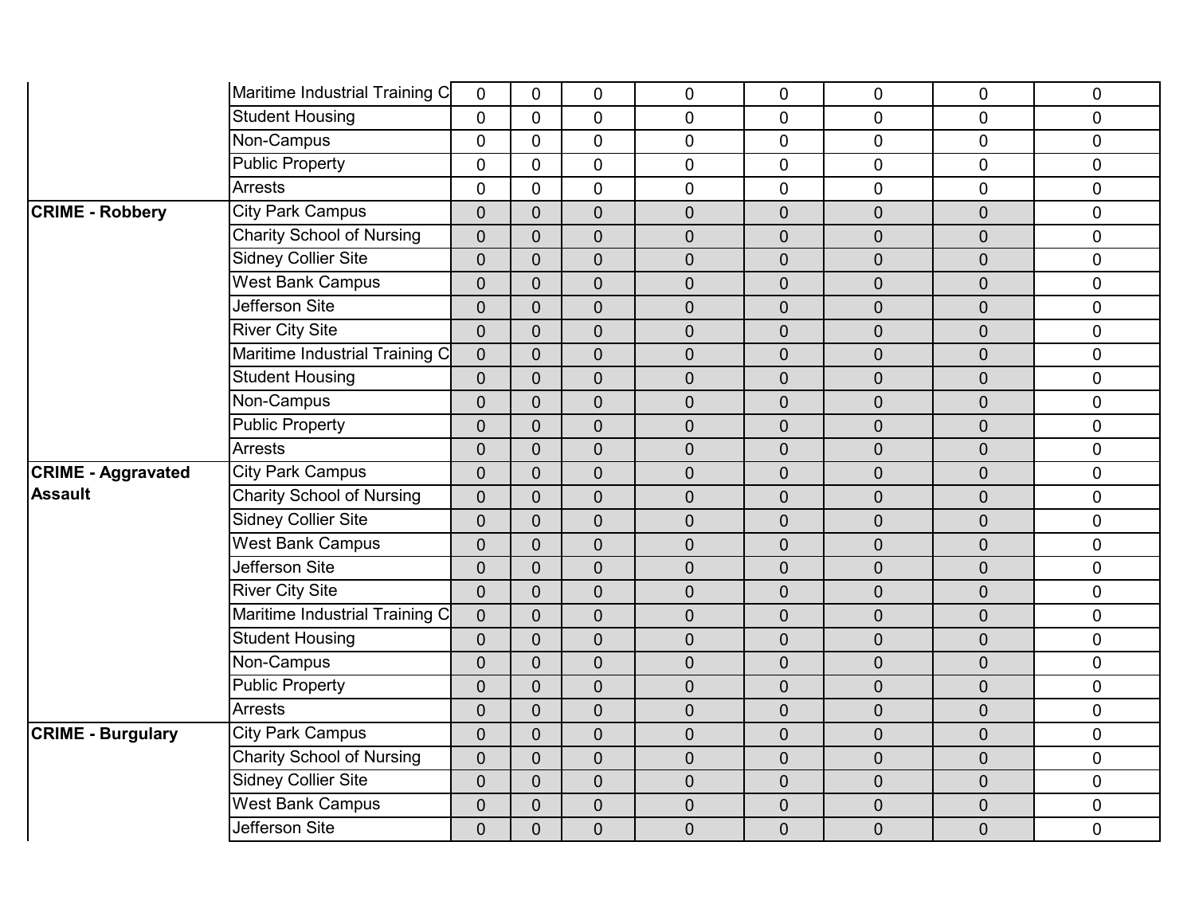| | | | | | | | | | |
|---|---|---|---|---|---|---|---|---|---|
| | Maritime Industrial Training C | 0 | 0 | 0 | 0 | 0 | 0 | 0 | 0 |
| | Student Housing | 0 | 0 | 0 | 0 | 0 | 0 | 0 | 0 |
| | Non-Campus | 0 | 0 | 0 | 0 | 0 | 0 | 0 | 0 |
| | Public Property | 0 | 0 | 0 | 0 | 0 | 0 | 0 | 0 |
| | Arrests | 0 | 0 | 0 | 0 | 0 | 0 | 0 | 0 |
| **CRIME - Robbery** | City Park Campus | 0 | 0 | 0 | 0 | 0 | 0 | 0 | 0 |
| | Charity School of Nursing | 0 | 0 | 0 | 0 | 0 | 0 | 0 | 0 |
| | Sidney Collier Site | 0 | 0 | 0 | 0 | 0 | 0 | 0 | 0 |
| | West Bank Campus | 0 | 0 | 0 | 0 | 0 | 0 | 0 | 0 |
| | Jefferson Site | 0 | 0 | 0 | 0 | 0 | 0 | 0 | 0 |
| | River City Site | 0 | 0 | 0 | 0 | 0 | 0 | 0 | 0 |
| | Maritime Industrial Training C | 0 | 0 | 0 | 0 | 0 | 0 | 0 | 0 |
| | Student Housing | 0 | 0 | 0 | 0 | 0 | 0 | 0 | 0 |
| | Non-Campus | 0 | 0 | 0 | 0 | 0 | 0 | 0 | 0 |
| | Public Property | 0 | 0 | 0 | 0 | 0 | 0 | 0 | 0 |
| | Arrests | 0 | 0 | 0 | 0 | 0 | 0 | 0 | 0 |
| **CRIME - Aggravated Assault** | City Park Campus | 0 | 0 | 0 | 0 | 0 | 0 | 0 | 0 |
| | Charity School of Nursing | 0 | 0 | 0 | 0 | 0 | 0 | 0 | 0 |
| | Sidney Collier Site | 0 | 0 | 0 | 0 | 0 | 0 | 0 | 0 |
| | West Bank Campus | 0 | 0 | 0 | 0 | 0 | 0 | 0 | 0 |
| | Jefferson Site | 0 | 0 | 0 | 0 | 0 | 0 | 0 | 0 |
| | River City Site | 0 | 0 | 0 | 0 | 0 | 0 | 0 | 0 |
| | Maritime Industrial Training C | 0 | 0 | 0 | 0 | 0 | 0 | 0 | 0 |
| | Student Housing | 0 | 0 | 0 | 0 | 0 | 0 | 0 | 0 |
| | Non-Campus | 0 | 0 | 0 | 0 | 0 | 0 | 0 | 0 |
| | Public Property | 0 | 0 | 0 | 0 | 0 | 0 | 0 | 0 |
| | Arrests | 0 | 0 | 0 | 0 | 0 | 0 | 0 | 0 |
| **CRIME - Burgulary** | City Park Campus | 0 | 0 | 0 | 0 | 0 | 0 | 0 | 0 |
| | Charity School of Nursing | 0 | 0 | 0 | 0 | 0 | 0 | 0 | 0 |
| | Sidney Collier Site | 0 | 0 | 0 | 0 | 0 | 0 | 0 | 0 |
| | West Bank Campus | 0 | 0 | 0 | 0 | 0 | 0 | 0 | 0 |
| | Jefferson Site | 0 | 0 | 0 | 0 | 0 | 0 | 0 | 0 |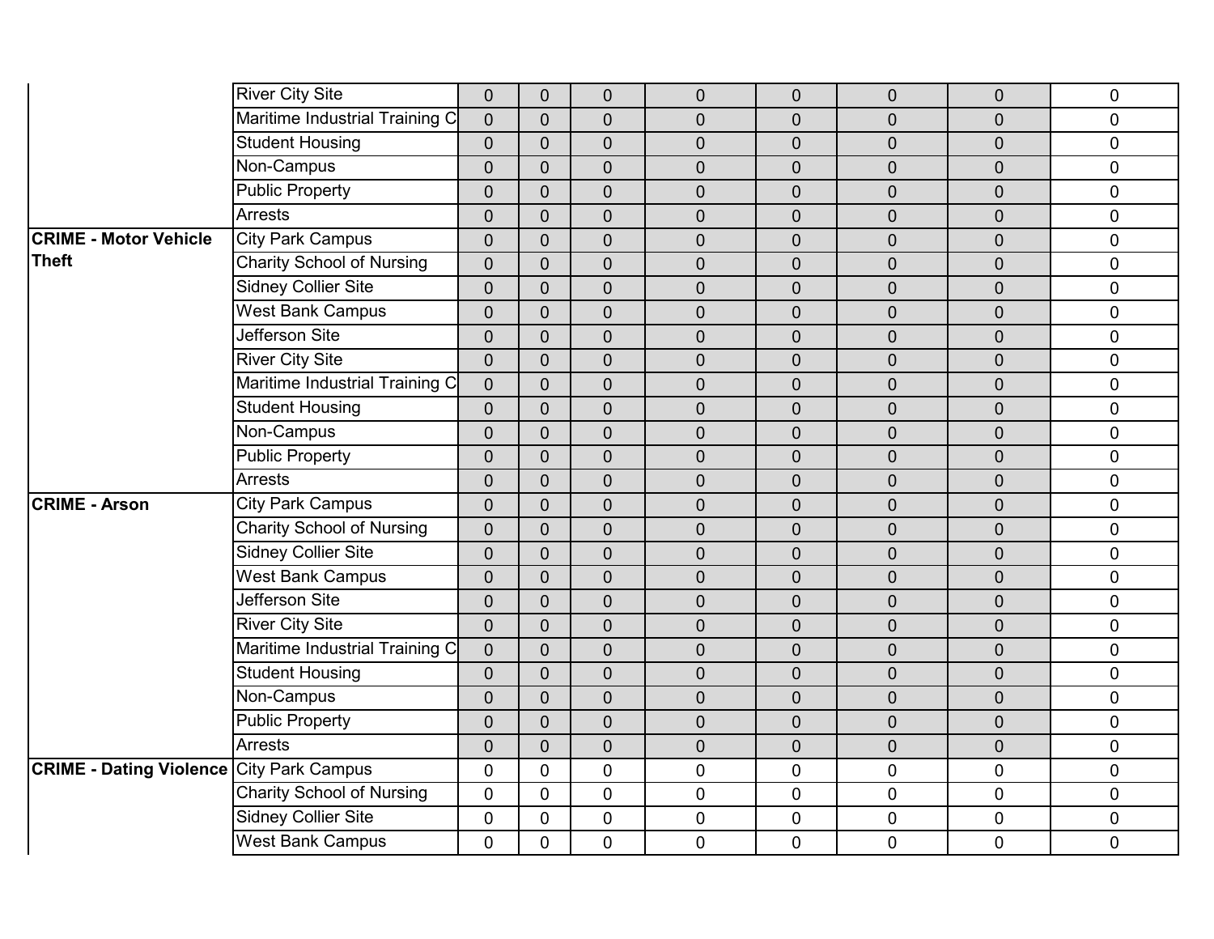| | | | | | | | | | |
|---|---|---|---|---|---|---|---|---|---|
| | River City Site | 0 | 0 | 0 | 0 | 0 | 0 | 0 | 0 |
| | Maritime Industrial Training C | 0 | 0 | 0 | 0 | 0 | 0 | 0 | 0 |
| | Student Housing | 0 | 0 | 0 | 0 | 0 | 0 | 0 | 0 |
| | Non-Campus | 0 | 0 | 0 | 0 | 0 | 0 | 0 | 0 |
| | Public Property | 0 | 0 | 0 | 0 | 0 | 0 | 0 | 0 |
| | Arrests | 0 | 0 | 0 | 0 | 0 | 0 | 0 | 0 |
| **CRIME - Motor Vehicle Theft** | City Park Campus | 0 | 0 | 0 | 0 | 0 | 0 | 0 | 0 |
| | Charity School of Nursing | 0 | 0 | 0 | 0 | 0 | 0 | 0 | 0 |
| | Sidney Collier Site | 0 | 0 | 0 | 0 | 0 | 0 | 0 | 0 |
| | West Bank Campus | 0 | 0 | 0 | 0 | 0 | 0 | 0 | 0 |
| | Jefferson Site | 0 | 0 | 0 | 0 | 0 | 0 | 0 | 0 |
| | River City Site | 0 | 0 | 0 | 0 | 0 | 0 | 0 | 0 |
| | Maritime Industrial Training C | 0 | 0 | 0 | 0 | 0 | 0 | 0 | 0 |
| | Student Housing | 0 | 0 | 0 | 0 | 0 | 0 | 0 | 0 |
| | Non-Campus | 0 | 0 | 0 | 0 | 0 | 0 | 0 | 0 |
| | Public Property | 0 | 0 | 0 | 0 | 0 | 0 | 0 | 0 |
| | Arrests | 0 | 0 | 0 | 0 | 0 | 0 | 0 | 0 |
| **CRIME - Arson** | City Park Campus | 0 | 0 | 0 | 0 | 0 | 0 | 0 | 0 |
| | Charity School of Nursing | 0 | 0 | 0 | 0 | 0 | 0 | 0 | 0 |
| | Sidney Collier Site | 0 | 0 | 0 | 0 | 0 | 0 | 0 | 0 |
| | West Bank Campus | 0 | 0 | 0 | 0 | 0 | 0 | 0 | 0 |
| | Jefferson Site | 0 | 0 | 0 | 0 | 0 | 0 | 0 | 0 |
| | River City Site | 0 | 0 | 0 | 0 | 0 | 0 | 0 | 0 |
| | Maritime Industrial Training C | 0 | 0 | 0 | 0 | 0 | 0 | 0 | 0 |
| | Student Housing | 0 | 0 | 0 | 0 | 0 | 0 | 0 | 0 |
| | Non-Campus | 0 | 0 | 0 | 0 | 0 | 0 | 0 | 0 |
| | Public Property | 0 | 0 | 0 | 0 | 0 | 0 | 0 | 0 |
| | Arrests | 0 | 0 | 0 | 0 | 0 | 0 | 0 | 0 |
| **CRIME - Dating Violence** | City Park Campus | 0 | 0 | 0 | 0 | 0 | 0 | 0 | 0 |
| | Charity School of Nursing | 0 | 0 | 0 | 0 | 0 | 0 | 0 | 0 |
| | Sidney Collier Site | 0 | 0 | 0 | 0 | 0 | 0 | 0 | 0 |
| | West Bank Campus | 0 | 0 | 0 | 0 | 0 | 0 | 0 | 0 |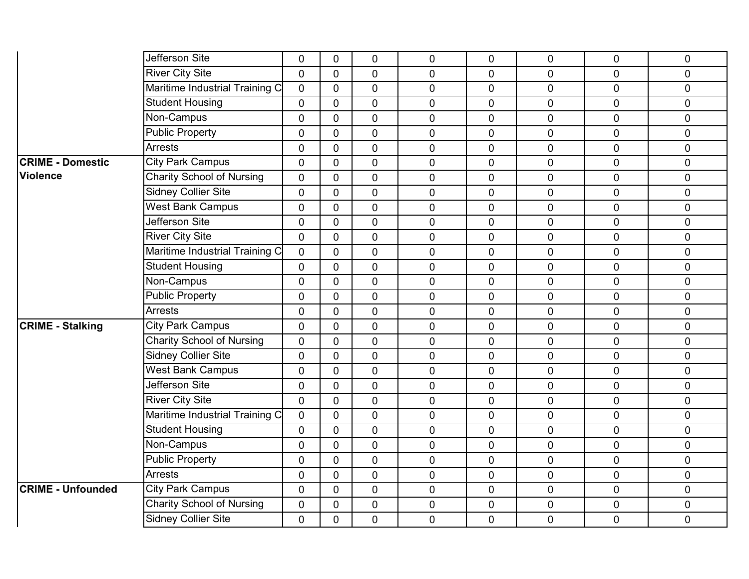| | | | | | | | | | |
|---|---|---|---|---|---|---|---|---|---|
| | Jefferson Site | 0 | 0 | 0 | 0 | 0 | 0 | 0 | 0 |
| | River City Site | 0 | 0 | 0 | 0 | 0 | 0 | 0 | 0 |
| | Maritime Industrial Training C | 0 | 0 | 0 | 0 | 0 | 0 | 0 | 0 |
| | Student Housing | 0 | 0 | 0 | 0 | 0 | 0 | 0 | 0 |
| | Non-Campus | 0 | 0 | 0 | 0 | 0 | 0 | 0 | 0 |
| | Public Property | 0 | 0 | 0 | 0 | 0 | 0 | 0 | 0 |
| | Arrests | 0 | 0 | 0 | 0 | 0 | 0 | 0 | 0 |
| **CRIME - Domestic Violence** | City Park Campus | 0 | 0 | 0 | 0 | 0 | 0 | 0 | 0 |
| | Charity School of Nursing | 0 | 0 | 0 | 0 | 0 | 0 | 0 | 0 |
| | Sidney Collier Site | 0 | 0 | 0 | 0 | 0 | 0 | 0 | 0 |
| | West Bank Campus | 0 | 0 | 0 | 0 | 0 | 0 | 0 | 0 |
| | Jefferson Site | 0 | 0 | 0 | 0 | 0 | 0 | 0 | 0 |
| | River City Site | 0 | 0 | 0 | 0 | 0 | 0 | 0 | 0 |
| | Maritime Industrial Training C | 0 | 0 | 0 | 0 | 0 | 0 | 0 | 0 |
| | Student Housing | 0 | 0 | 0 | 0 | 0 | 0 | 0 | 0 |
| | Non-Campus | 0 | 0 | 0 | 0 | 0 | 0 | 0 | 0 |
| | Public Property | 0 | 0 | 0 | 0 | 0 | 0 | 0 | 0 |
| | Arrests | 0 | 0 | 0 | 0 | 0 | 0 | 0 | 0 |
| **CRIME - Stalking** | City Park Campus | 0 | 0 | 0 | 0 | 0 | 0 | 0 | 0 |
| | Charity School of Nursing | 0 | 0 | 0 | 0 | 0 | 0 | 0 | 0 |
| | Sidney Collier Site | 0 | 0 | 0 | 0 | 0 | 0 | 0 | 0 |
| | West Bank Campus | 0 | 0 | 0 | 0 | 0 | 0 | 0 | 0 |
| | Jefferson Site | 0 | 0 | 0 | 0 | 0 | 0 | 0 | 0 |
| | River City Site | 0 | 0 | 0 | 0 | 0 | 0 | 0 | 0 |
| | Maritime Industrial Training C | 0 | 0 | 0 | 0 | 0 | 0 | 0 | 0 |
| | Student Housing | 0 | 0 | 0 | 0 | 0 | 0 | 0 | 0 |
| | Non-Campus | 0 | 0 | 0 | 0 | 0 | 0 | 0 | 0 |
| | Public Property | 0 | 0 | 0 | 0 | 0 | 0 | 0 | 0 |
| | Arrests | 0 | 0 | 0 | 0 | 0 | 0 | 0 | 0 |
| **CRIME - Unfounded** | City Park Campus | 0 | 0 | 0 | 0 | 0 | 0 | 0 | 0 |
| | Charity School of Nursing | 0 | 0 | 0 | 0 | 0 | 0 | 0 | 0 |
| | Sidney Collier Site | 0 | 0 | 0 | 0 | 0 | 0 | 0 | 0 |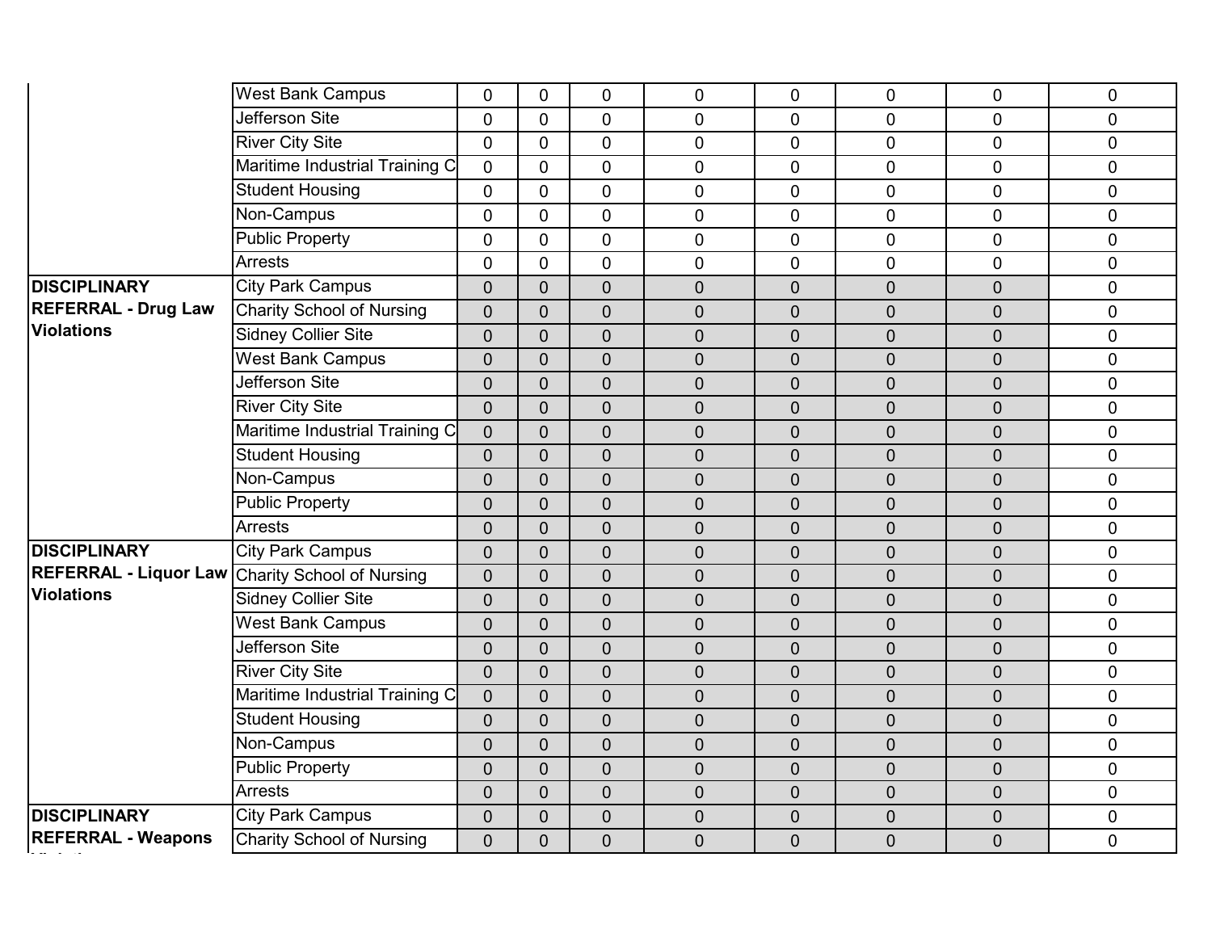| | | | | | | | | | |
|---|---|---|---|---|---|---|---|---|---|
| | West Bank Campus | 0 | 0 | 0 | 0 | 0 | 0 | 0 | 0 |
| | Jefferson Site | 0 | 0 | 0 | 0 | 0 | 0 | 0 | 0 |
| | River City Site | 0 | 0 | 0 | 0 | 0 | 0 | 0 | 0 |
| | Maritime Industrial Training C | 0 | 0 | 0 | 0 | 0 | 0 | 0 | 0 |
| | Student Housing | 0 | 0 | 0 | 0 | 0 | 0 | 0 | 0 |
| | Non-Campus | 0 | 0 | 0 | 0 | 0 | 0 | 0 | 0 |
| | Public Property | 0 | 0 | 0 | 0 | 0 | 0 | 0 | 0 |
| | Arrests | 0 | 0 | 0 | 0 | 0 | 0 | 0 | 0 |
| **DISCIPLINARY REFERRAL - Drug Law Violations** | City Park Campus | 0 | 0 | 0 | 0 | 0 | 0 | 0 | 0 |
| | Charity School of Nursing | 0 | 0 | 0 | 0 | 0 | 0 | 0 | 0 |
| | Sidney Collier Site | 0 | 0 | 0 | 0 | 0 | 0 | 0 | 0 |
| | West Bank Campus | 0 | 0 | 0 | 0 | 0 | 0 | 0 | 0 |
| | Jefferson Site | 0 | 0 | 0 | 0 | 0 | 0 | 0 | 0 |
| | River City Site | 0 | 0 | 0 | 0 | 0 | 0 | 0 | 0 |
| | Maritime Industrial Training C | 0 | 0 | 0 | 0 | 0 | 0 | 0 | 0 |
| | Student Housing | 0 | 0 | 0 | 0 | 0 | 0 | 0 | 0 |
| | Non-Campus | 0 | 0 | 0 | 0 | 0 | 0 | 0 | 0 |
| | Public Property | 0 | 0 | 0 | 0 | 0 | 0 | 0 | 0 |
| | Arrests | 0 | 0 | 0 | 0 | 0 | 0 | 0 | 0 |
| **DISCIPLINARY REFERRAL - Liquor Law Violations** | City Park Campus | 0 | 0 | 0 | 0 | 0 | 0 | 0 | 0 |
| | Charity School of Nursing | 0 | 0 | 0 | 0 | 0 | 0 | 0 | 0 |
| | Sidney Collier Site | 0 | 0 | 0 | 0 | 0 | 0 | 0 | 0 |
| | West Bank Campus | 0 | 0 | 0 | 0 | 0 | 0 | 0 | 0 |
| | Jefferson Site | 0 | 0 | 0 | 0 | 0 | 0 | 0 | 0 |
| | River City Site | 0 | 0 | 0 | 0 | 0 | 0 | 0 | 0 |
| | Maritime Industrial Training C | 0 | 0 | 0 | 0 | 0 | 0 | 0 | 0 |
| | Student Housing | 0 | 0 | 0 | 0 | 0 | 0 | 0 | 0 |
| | Non-Campus | 0 | 0 | 0 | 0 | 0 | 0 | 0 | 0 |
| | Public Property | 0 | 0 | 0 | 0 | 0 | 0 | 0 | 0 |
| | Arrests | 0 | 0 | 0 | 0 | 0 | 0 | 0 | 0 |
| **DISCIPLINARY REFERRAL - Weapons Violations** | City Park Campus | 0 | 0 | 0 | 0 | 0 | 0 | 0 | 0 |
| | Charity School of Nursing | 0 | 0 | 0 | 0 | 0 | 0 | 0 | 0 |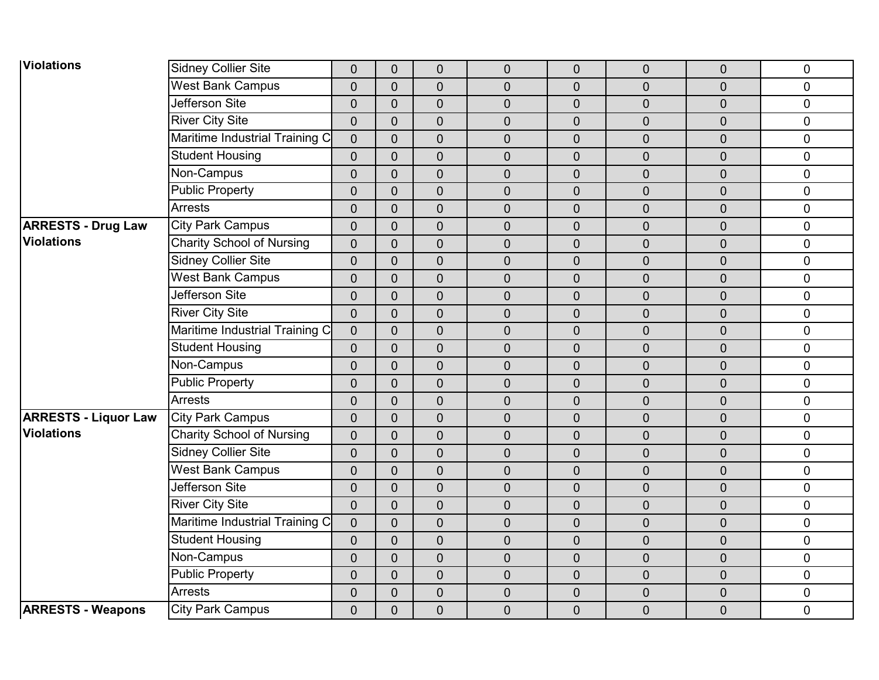| | | | | | | | | | |
|---|---|---|---|---|---|---|---|---|---|
| Violations | Sidney Collier Site | 0 | 0 | 0 | 0 | 0 | 0 | 0 | 0 |
| | West Bank Campus | 0 | 0 | 0 | 0 | 0 | 0 | 0 | 0 |
| | Jefferson Site | 0 | 0 | 0 | 0 | 0 | 0 | 0 | 0 |
| | River City Site | 0 | 0 | 0 | 0 | 0 | 0 | 0 | 0 |
| | Maritime Industrial Training C | 0 | 0 | 0 | 0 | 0 | 0 | 0 | 0 |
| | Student Housing | 0 | 0 | 0 | 0 | 0 | 0 | 0 | 0 |
| | Non-Campus | 0 | 0 | 0 | 0 | 0 | 0 | 0 | 0 |
| | Public Property | 0 | 0 | 0 | 0 | 0 | 0 | 0 | 0 |
| | Arrests | 0 | 0 | 0 | 0 | 0 | 0 | 0 | 0 |
| **ARRESTS - Drug Law Violations** | City Park Campus | 0 | 0 | 0 | 0 | 0 | 0 | 0 | 0 |
| | Charity School of Nursing | 0 | 0 | 0 | 0 | 0 | 0 | 0 | 0 |
| | Sidney Collier Site | 0 | 0 | 0 | 0 | 0 | 0 | 0 | 0 |
| | West Bank Campus | 0 | 0 | 0 | 0 | 0 | 0 | 0 | 0 |
| | Jefferson Site | 0 | 0 | 0 | 0 | 0 | 0 | 0 | 0 |
| | River City Site | 0 | 0 | 0 | 0 | 0 | 0 | 0 | 0 |
| | Maritime Industrial Training C | 0 | 0 | 0 | 0 | 0 | 0 | 0 | 0 |
| | Student Housing | 0 | 0 | 0 | 0 | 0 | 0 | 0 | 0 |
| | Non-Campus | 0 | 0 | 0 | 0 | 0 | 0 | 0 | 0 |
| | Public Property | 0 | 0 | 0 | 0 | 0 | 0 | 0 | 0 |
| | Arrests | 0 | 0 | 0 | 0 | 0 | 0 | 0 | 0 |
| **ARRESTS - Liquor Law Violations** | City Park Campus | 0 | 0 | 0 | 0 | 0 | 0 | 0 | 0 |
| | Charity School of Nursing | 0 | 0 | 0 | 0 | 0 | 0 | 0 | 0 |
| | Sidney Collier Site | 0 | 0 | 0 | 0 | 0 | 0 | 0 | 0 |
| | West Bank Campus | 0 | 0 | 0 | 0 | 0 | 0 | 0 | 0 |
| | Jefferson Site | 0 | 0 | 0 | 0 | 0 | 0 | 0 | 0 |
| | River City Site | 0 | 0 | 0 | 0 | 0 | 0 | 0 | 0 |
| | Maritime Industrial Training C | 0 | 0 | 0 | 0 | 0 | 0 | 0 | 0 |
| | Student Housing | 0 | 0 | 0 | 0 | 0 | 0 | 0 | 0 |
| | Non-Campus | 0 | 0 | 0 | 0 | 0 | 0 | 0 | 0 |
| | Public Property | 0 | 0 | 0 | 0 | 0 | 0 | 0 | 0 |
| | Arrests | 0 | 0 | 0 | 0 | 0 | 0 | 0 | 0 |
| **ARRESTS - Weapons** | City Park Campus | 0 | 0 | 0 | 0 | 0 | 0 | 0 | 0 |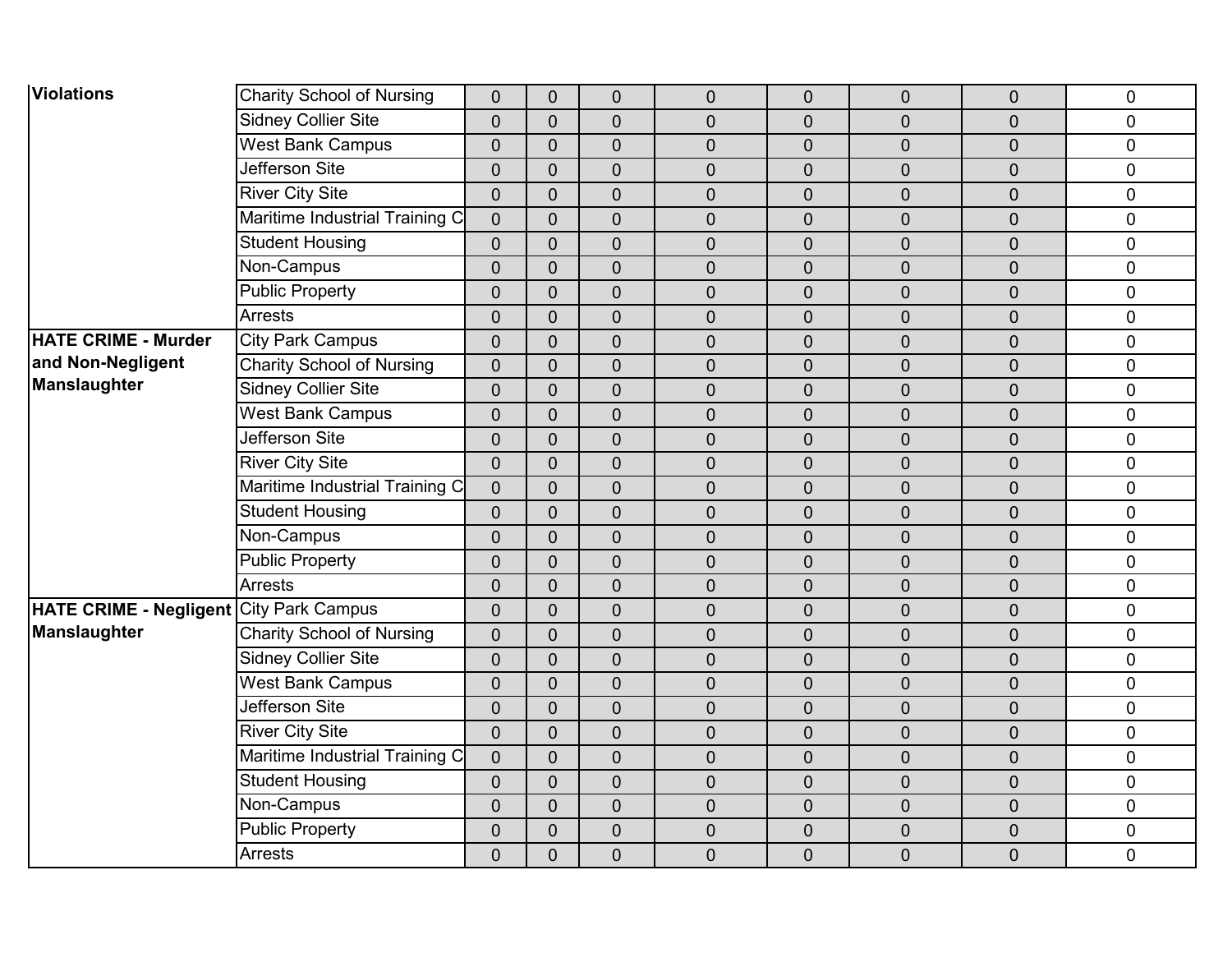| | | | | | | | | | |
|---|---|---|---|---|---|---|---|---|---|
| **Violations** | Charity School of Nursing | 0 | 0 | 0 | 0 | 0 | 0 | 0 | 0 |
| | Sidney Collier Site | 0 | 0 | 0 | 0 | 0 | 0 | 0 | 0 |
| | West Bank Campus | 0 | 0 | 0 | 0 | 0 | 0 | 0 | 0 |
| | Jefferson Site | 0 | 0 | 0 | 0 | 0 | 0 | 0 | 0 |
| | River City Site | 0 | 0 | 0 | 0 | 0 | 0 | 0 | 0 |
| | Maritime Industrial Training C | 0 | 0 | 0 | 0 | 0 | 0 | 0 | 0 |
| | Student Housing | 0 | 0 | 0 | 0 | 0 | 0 | 0 | 0 |
| | Non-Campus | 0 | 0 | 0 | 0 | 0 | 0 | 0 | 0 |
| | Public Property | 0 | 0 | 0 | 0 | 0 | 0 | 0 | 0 |
| | Arrests | 0 | 0 | 0 | 0 | 0 | 0 | 0 | 0 |
| **HATE CRIME - Murder and Non-Negligent Manslaughter** | City Park Campus | 0 | 0 | 0 | 0 | 0 | 0 | 0 | 0 |
| | Charity School of Nursing | 0 | 0 | 0 | 0 | 0 | 0 | 0 | 0 |
| | Sidney Collier Site | 0 | 0 | 0 | 0 | 0 | 0 | 0 | 0 |
| | West Bank Campus | 0 | 0 | 0 | 0 | 0 | 0 | 0 | 0 |
| | Jefferson Site | 0 | 0 | 0 | 0 | 0 | 0 | 0 | 0 |
| | River City Site | 0 | 0 | 0 | 0 | 0 | 0 | 0 | 0 |
| | Maritime Industrial Training C | 0 | 0 | 0 | 0 | 0 | 0 | 0 | 0 |
| | Student Housing | 0 | 0 | 0 | 0 | 0 | 0 | 0 | 0 |
| | Non-Campus | 0 | 0 | 0 | 0 | 0 | 0 | 0 | 0 |
| | Public Property | 0 | 0 | 0 | 0 | 0 | 0 | 0 | 0 |
| | Arrests | 0 | 0 | 0 | 0 | 0 | 0 | 0 | 0 |
| **HATE CRIME - Negligent Manslaughter** | City Park Campus | 0 | 0 | 0 | 0 | 0 | 0 | 0 | 0 |
| | Charity School of Nursing | 0 | 0 | 0 | 0 | 0 | 0 | 0 | 0 |
| | Sidney Collier Site | 0 | 0 | 0 | 0 | 0 | 0 | 0 | 0 |
| | West Bank Campus | 0 | 0 | 0 | 0 | 0 | 0 | 0 | 0 |
| | Jefferson Site | 0 | 0 | 0 | 0 | 0 | 0 | 0 | 0 |
| | River City Site | 0 | 0 | 0 | 0 | 0 | 0 | 0 | 0 |
| | Maritime Industrial Training C | 0 | 0 | 0 | 0 | 0 | 0 | 0 | 0 |
| | Student Housing | 0 | 0 | 0 | 0 | 0 | 0 | 0 | 0 |
| | Non-Campus | 0 | 0 | 0 | 0 | 0 | 0 | 0 | 0 |
| | Public Property | 0 | 0 | 0 | 0 | 0 | 0 | 0 | 0 |
| | Arrests | 0 | 0 | 0 | 0 | 0 | 0 | 0 | 0 |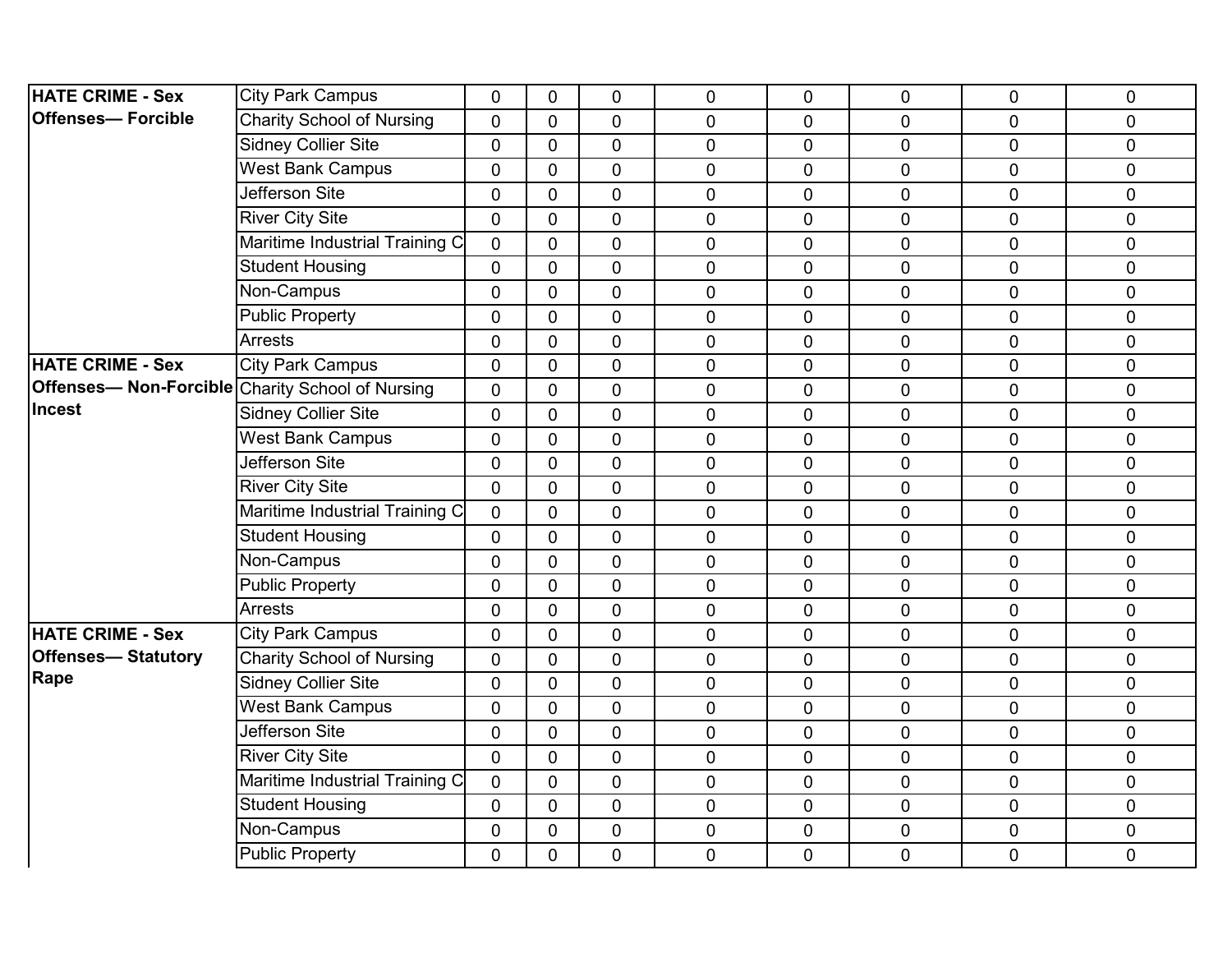| | | | | | | | | | |
|---|---|---|---|---|---|---|---|---|---|
| **HATE CRIME - Sex Offenses— Forcible** | City Park Campus | 0 | 0 | 0 | 0 | 0 | 0 | 0 | 0 |
| | Charity School of Nursing | 0 | 0 | 0 | 0 | 0 | 0 | 0 | 0 |
| | Sidney Collier Site | 0 | 0 | 0 | 0 | 0 | 0 | 0 | 0 |
| | West Bank Campus | 0 | 0 | 0 | 0 | 0 | 0 | 0 | 0 |
| | Jefferson Site | 0 | 0 | 0 | 0 | 0 | 0 | 0 | 0 |
| | River City Site | 0 | 0 | 0 | 0 | 0 | 0 | 0 | 0 |
| | Maritime Industrial Training C | 0 | 0 | 0 | 0 | 0 | 0 | 0 | 0 |
| | Student Housing | 0 | 0 | 0 | 0 | 0 | 0 | 0 | 0 |
| | Non-Campus | 0 | 0 | 0 | 0 | 0 | 0 | 0 | 0 |
| | Public Property | 0 | 0 | 0 | 0 | 0 | 0 | 0 | 0 |
| | Arrests | 0 | 0 | 0 | 0 | 0 | 0 | 0 | 0 |
| **HATE CRIME - Sex Offenses— Non-Forcible Incest** | City Park Campus | 0 | 0 | 0 | 0 | 0 | 0 | 0 | 0 |
| | Charity School of Nursing | 0 | 0 | 0 | 0 | 0 | 0 | 0 | 0 |
| | Sidney Collier Site | 0 | 0 | 0 | 0 | 0 | 0 | 0 | 0 |
| | West Bank Campus | 0 | 0 | 0 | 0 | 0 | 0 | 0 | 0 |
| | Jefferson Site | 0 | 0 | 0 | 0 | 0 | 0 | 0 | 0 |
| | River City Site | 0 | 0 | 0 | 0 | 0 | 0 | 0 | 0 |
| | Maritime Industrial Training C | 0 | 0 | 0 | 0 | 0 | 0 | 0 | 0 |
| | Student Housing | 0 | 0 | 0 | 0 | 0 | 0 | 0 | 0 |
| | Non-Campus | 0 | 0 | 0 | 0 | 0 | 0 | 0 | 0 |
| | Public Property | 0 | 0 | 0 | 0 | 0 | 0 | 0 | 0 |
| | Arrests | 0 | 0 | 0 | 0 | 0 | 0 | 0 | 0 |
| **HATE CRIME - Sex Offenses— Statutory Rape** | City Park Campus | 0 | 0 | 0 | 0 | 0 | 0 | 0 | 0 |
| | Charity School of Nursing | 0 | 0 | 0 | 0 | 0 | 0 | 0 | 0 |
| | Sidney Collier Site | 0 | 0 | 0 | 0 | 0 | 0 | 0 | 0 |
| | West Bank Campus | 0 | 0 | 0 | 0 | 0 | 0 | 0 | 0 |
| | Jefferson Site | 0 | 0 | 0 | 0 | 0 | 0 | 0 | 0 |
| | River City Site | 0 | 0 | 0 | 0 | 0 | 0 | 0 | 0 |
| | Maritime Industrial Training C | 0 | 0 | 0 | 0 | 0 | 0 | 0 | 0 |
| | Student Housing | 0 | 0 | 0 | 0 | 0 | 0 | 0 | 0 |
| | Non-Campus | 0 | 0 | 0 | 0 | 0 | 0 | 0 | 0 |
| | Public Property | 0 | 0 | 0 | 0 | 0 | 0 | 0 | 0 |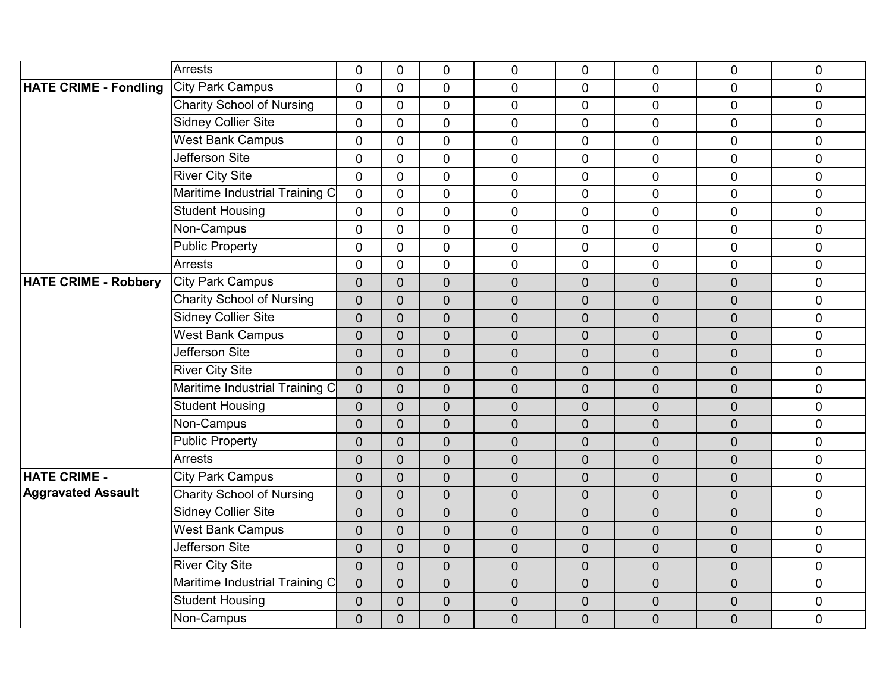| | | | | | | | | | |
|---|---|---|---|---|---|---|---|---|---|
| | Arrests | 0 | 0 | 0 | 0 | 0 | 0 | 0 | 0 |
| **HATE CRIME - Fondling** | City Park Campus | 0 | 0 | 0 | 0 | 0 | 0 | 0 | 0 |
| | Charity School of Nursing | 0 | 0 | 0 | 0 | 0 | 0 | 0 | 0 |
| | Sidney Collier Site | 0 | 0 | 0 | 0 | 0 | 0 | 0 | 0 |
| | West Bank Campus | 0 | 0 | 0 | 0 | 0 | 0 | 0 | 0 |
| | Jefferson Site | 0 | 0 | 0 | 0 | 0 | 0 | 0 | 0 |
| | River City Site | 0 | 0 | 0 | 0 | 0 | 0 | 0 | 0 |
| | Maritime Industrial Training C | 0 | 0 | 0 | 0 | 0 | 0 | 0 | 0 |
| | Student Housing | 0 | 0 | 0 | 0 | 0 | 0 | 0 | 0 |
| | Non-Campus | 0 | 0 | 0 | 0 | 0 | 0 | 0 | 0 |
| | Public Property | 0 | 0 | 0 | 0 | 0 | 0 | 0 | 0 |
| | Arrests | 0 | 0 | 0 | 0 | 0 | 0 | 0 | 0 |
| **HATE CRIME - Robbery** | City Park Campus | 0 | 0 | 0 | 0 | 0 | 0 | 0 | 0 |
| | Charity School of Nursing | 0 | 0 | 0 | 0 | 0 | 0 | 0 | 0 |
| | Sidney Collier Site | 0 | 0 | 0 | 0 | 0 | 0 | 0 | 0 |
| | West Bank Campus | 0 | 0 | 0 | 0 | 0 | 0 | 0 | 0 |
| | Jefferson Site | 0 | 0 | 0 | 0 | 0 | 0 | 0 | 0 |
| | River City Site | 0 | 0 | 0 | 0 | 0 | 0 | 0 | 0 |
| | Maritime Industrial Training C | 0 | 0 | 0 | 0 | 0 | 0 | 0 | 0 |
| | Student Housing | 0 | 0 | 0 | 0 | 0 | 0 | 0 | 0 |
| | Non-Campus | 0 | 0 | 0 | 0 | 0 | 0 | 0 | 0 |
| | Public Property | 0 | 0 | 0 | 0 | 0 | 0 | 0 | 0 |
| | Arrests | 0 | 0 | 0 | 0 | 0 | 0 | 0 | 0 |
| **HATE CRIME - Aggravated Assault** | City Park Campus | 0 | 0 | 0 | 0 | 0 | 0 | 0 | 0 |
| | Charity School of Nursing | 0 | 0 | 0 | 0 | 0 | 0 | 0 | 0 |
| | Sidney Collier Site | 0 | 0 | 0 | 0 | 0 | 0 | 0 | 0 |
| | West Bank Campus | 0 | 0 | 0 | 0 | 0 | 0 | 0 | 0 |
| | Jefferson Site | 0 | 0 | 0 | 0 | 0 | 0 | 0 | 0 |
| | River City Site | 0 | 0 | 0 | 0 | 0 | 0 | 0 | 0 |
| | Maritime Industrial Training C | 0 | 0 | 0 | 0 | 0 | 0 | 0 | 0 |
| | Student Housing | 0 | 0 | 0 | 0 | 0 | 0 | 0 | 0 |
| | Non-Campus | 0 | 0 | 0 | 0 | 0 | 0 | 0 | 0 |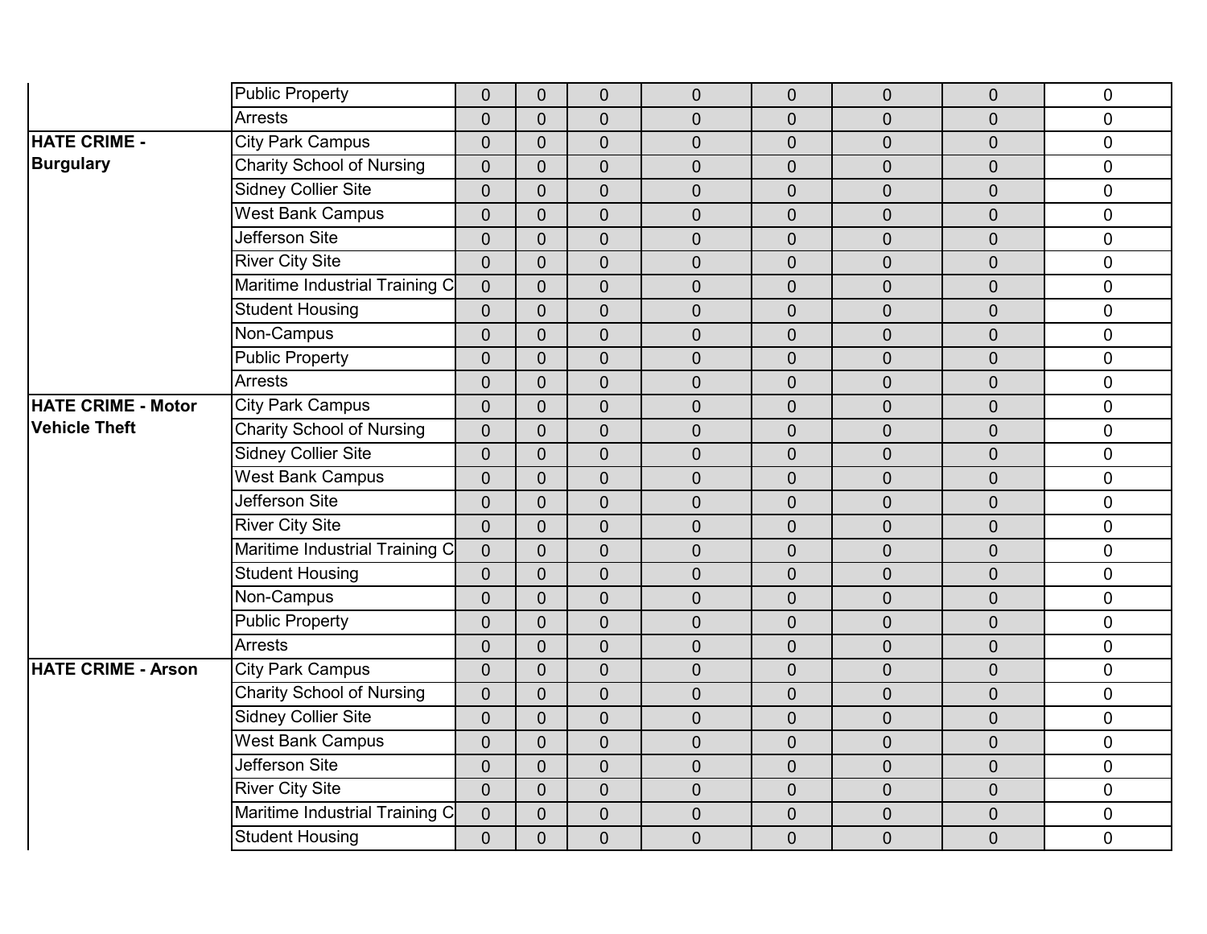| | | | | | | | | | |
|---|---|---|---|---|---|---|---|---|---|
| | Public Property | 0 | 0 | 0 | 0 | 0 | 0 | 0 | 0 |
| | Arrests | 0 | 0 | 0 | 0 | 0 | 0 | 0 | 0 |
| **HATE CRIME - Burgulary** | City Park Campus | 0 | 0 | 0 | 0 | 0 | 0 | 0 | 0 |
| | Charity School of Nursing | 0 | 0 | 0 | 0 | 0 | 0 | 0 | 0 |
| | Sidney Collier Site | 0 | 0 | 0 | 0 | 0 | 0 | 0 | 0 |
| | West Bank Campus | 0 | 0 | 0 | 0 | 0 | 0 | 0 | 0 |
| | Jefferson Site | 0 | 0 | 0 | 0 | 0 | 0 | 0 | 0 |
| | River City Site | 0 | 0 | 0 | 0 | 0 | 0 | 0 | 0 |
| | Maritime Industrial Training C | 0 | 0 | 0 | 0 | 0 | 0 | 0 | 0 |
| | Student Housing | 0 | 0 | 0 | 0 | 0 | 0 | 0 | 0 |
| | Non-Campus | 0 | 0 | 0 | 0 | 0 | 0 | 0 | 0 |
| | Public Property | 0 | 0 | 0 | 0 | 0 | 0 | 0 | 0 |
| | Arrests | 0 | 0 | 0 | 0 | 0 | 0 | 0 | 0 |
| **HATE CRIME - Motor Vehicle Theft** | City Park Campus | 0 | 0 | 0 | 0 | 0 | 0 | 0 | 0 |
| | Charity School of Nursing | 0 | 0 | 0 | 0 | 0 | 0 | 0 | 0 |
| | Sidney Collier Site | 0 | 0 | 0 | 0 | 0 | 0 | 0 | 0 |
| | West Bank Campus | 0 | 0 | 0 | 0 | 0 | 0 | 0 | 0 |
| | Jefferson Site | 0 | 0 | 0 | 0 | 0 | 0 | 0 | 0 |
| | River City Site | 0 | 0 | 0 | 0 | 0 | 0 | 0 | 0 |
| | Maritime Industrial Training C | 0 | 0 | 0 | 0 | 0 | 0 | 0 | 0 |
| | Student Housing | 0 | 0 | 0 | 0 | 0 | 0 | 0 | 0 |
| | Non-Campus | 0 | 0 | 0 | 0 | 0 | 0 | 0 | 0 |
| | Public Property | 0 | 0 | 0 | 0 | 0 | 0 | 0 | 0 |
| | Arrests | 0 | 0 | 0 | 0 | 0 | 0 | 0 | 0 |
| **HATE CRIME - Arson** | City Park Campus | 0 | 0 | 0 | 0 | 0 | 0 | 0 | 0 |
| | Charity School of Nursing | 0 | 0 | 0 | 0 | 0 | 0 | 0 | 0 |
| | Sidney Collier Site | 0 | 0 | 0 | 0 | 0 | 0 | 0 | 0 |
| | West Bank Campus | 0 | 0 | 0 | 0 | 0 | 0 | 0 | 0 |
| | Jefferson Site | 0 | 0 | 0 | 0 | 0 | 0 | 0 | 0 |
| | River City Site | 0 | 0 | 0 | 0 | 0 | 0 | 0 | 0 |
| | Maritime Industrial Training C | 0 | 0 | 0 | 0 | 0 | 0 | 0 | 0 |
| | Student Housing | 0 | 0 | 0 | 0 | 0 | 0 | 0 | 0 |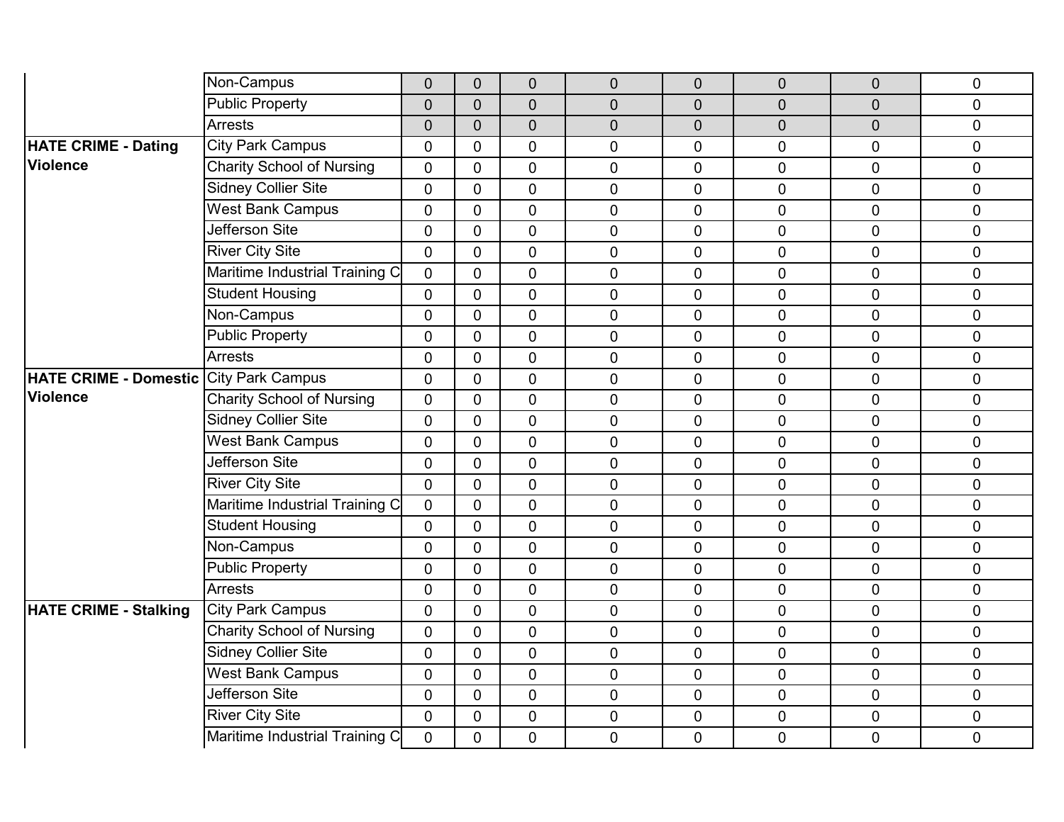| | | | | | | | | | |
|---|---|---|---|---|---|---|---|---|---|
| | Non-Campus | 0 | 0 | 0 | 0 | 0 | 0 | 0 | 0 |
| | Public Property | 0 | 0 | 0 | 0 | 0 | 0 | 0 | 0 |
| | Arrests | 0 | 0 | 0 | 0 | 0 | 0 | 0 | 0 |
| **HATE CRIME - Dating Violence** | City Park Campus | 0 | 0 | 0 | 0 | 0 | 0 | 0 | 0 |
| | Charity School of Nursing | 0 | 0 | 0 | 0 | 0 | 0 | 0 | 0 |
| | Sidney Collier Site | 0 | 0 | 0 | 0 | 0 | 0 | 0 | 0 |
| | West Bank Campus | 0 | 0 | 0 | 0 | 0 | 0 | 0 | 0 |
| | Jefferson Site | 0 | 0 | 0 | 0 | 0 | 0 | 0 | 0 |
| | River City Site | 0 | 0 | 0 | 0 | 0 | 0 | 0 | 0 |
| | Maritime Industrial Training C | 0 | 0 | 0 | 0 | 0 | 0 | 0 | 0 |
| | Student Housing | 0 | 0 | 0 | 0 | 0 | 0 | 0 | 0 |
| | Non-Campus | 0 | 0 | 0 | 0 | 0 | 0 | 0 | 0 |
| | Public Property | 0 | 0 | 0 | 0 | 0 | 0 | 0 | 0 |
| | Arrests | 0 | 0 | 0 | 0 | 0 | 0 | 0 | 0 |
| **HATE CRIME - Domestic Violence** | City Park Campus | 0 | 0 | 0 | 0 | 0 | 0 | 0 | 0 |
| | Charity School of Nursing | 0 | 0 | 0 | 0 | 0 | 0 | 0 | 0 |
| | Sidney Collier Site | 0 | 0 | 0 | 0 | 0 | 0 | 0 | 0 |
| | West Bank Campus | 0 | 0 | 0 | 0 | 0 | 0 | 0 | 0 |
| | Jefferson Site | 0 | 0 | 0 | 0 | 0 | 0 | 0 | 0 |
| | River City Site | 0 | 0 | 0 | 0 | 0 | 0 | 0 | 0 |
| | Maritime Industrial Training C | 0 | 0 | 0 | 0 | 0 | 0 | 0 | 0 |
| | Student Housing | 0 | 0 | 0 | 0 | 0 | 0 | 0 | 0 |
| | Non-Campus | 0 | 0 | 0 | 0 | 0 | 0 | 0 | 0 |
| | Public Property | 0 | 0 | 0 | 0 | 0 | 0 | 0 | 0 |
| | Arrests | 0 | 0 | 0 | 0 | 0 | 0 | 0 | 0 |
| **HATE CRIME - Stalking** | City Park Campus | 0 | 0 | 0 | 0 | 0 | 0 | 0 | 0 |
| | Charity School of Nursing | 0 | 0 | 0 | 0 | 0 | 0 | 0 | 0 |
| | Sidney Collier Site | 0 | 0 | 0 | 0 | 0 | 0 | 0 | 0 |
| | West Bank Campus | 0 | 0 | 0 | 0 | 0 | 0 | 0 | 0 |
| | Jefferson Site | 0 | 0 | 0 | 0 | 0 | 0 | 0 | 0 |
| | River City Site | 0 | 0 | 0 | 0 | 0 | 0 | 0 | 0 |
| | Maritime Industrial Training C | 0 | 0 | 0 | 0 | 0 | 0 | 0 | 0 |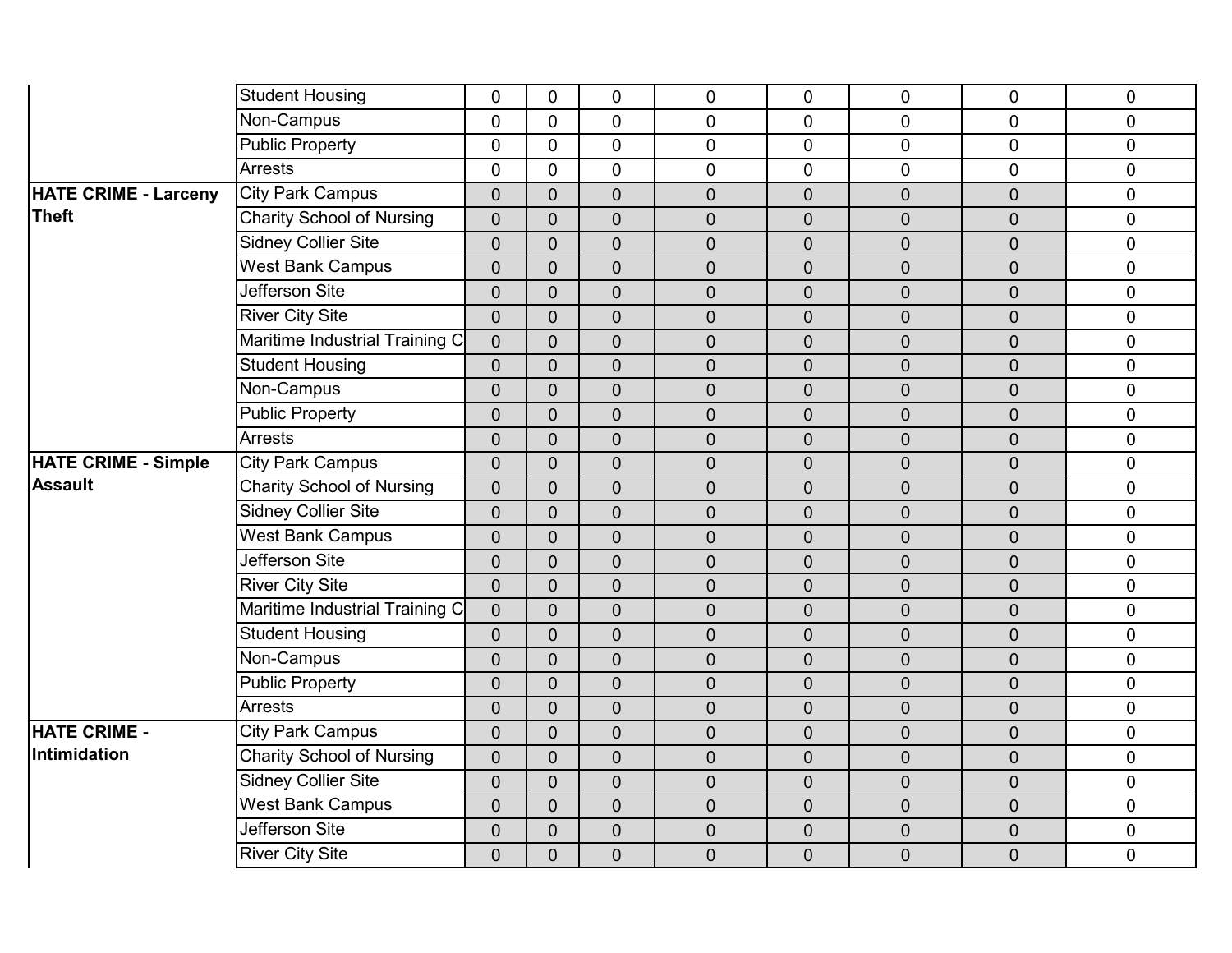| | | | | | | | | | |
|---|---|---|---|---|---|---|---|---|---|
| | Student Housing | 0 | 0 | 0 | 0 | 0 | 0 | 0 | 0 |
| | Non-Campus | 0 | 0 | 0 | 0 | 0 | 0 | 0 | 0 |
| | Public Property | 0 | 0 | 0 | 0 | 0 | 0 | 0 | 0 |
| | Arrests | 0 | 0 | 0 | 0 | 0 | 0 | 0 | 0 |
| **HATE CRIME - Larceny Theft** | City Park Campus | 0 | 0 | 0 | 0 | 0 | 0 | 0 | 0 |
| | Charity School of Nursing | 0 | 0 | 0 | 0 | 0 | 0 | 0 | 0 |
| | Sidney Collier Site | 0 | 0 | 0 | 0 | 0 | 0 | 0 | 0 |
| | West Bank Campus | 0 | 0 | 0 | 0 | 0 | 0 | 0 | 0 |
| | Jefferson Site | 0 | 0 | 0 | 0 | 0 | 0 | 0 | 0 |
| | River City Site | 0 | 0 | 0 | 0 | 0 | 0 | 0 | 0 |
| | Maritime Industrial Training C | 0 | 0 | 0 | 0 | 0 | 0 | 0 | 0 |
| | Student Housing | 0 | 0 | 0 | 0 | 0 | 0 | 0 | 0 |
| | Non-Campus | 0 | 0 | 0 | 0 | 0 | 0 | 0 | 0 |
| | Public Property | 0 | 0 | 0 | 0 | 0 | 0 | 0 | 0 |
| | Arrests | 0 | 0 | 0 | 0 | 0 | 0 | 0 | 0 |
| **HATE CRIME - Simple Assault** | City Park Campus | 0 | 0 | 0 | 0 | 0 | 0 | 0 | 0 |
| | Charity School of Nursing | 0 | 0 | 0 | 0 | 0 | 0 | 0 | 0 |
| | Sidney Collier Site | 0 | 0 | 0 | 0 | 0 | 0 | 0 | 0 |
| | West Bank Campus | 0 | 0 | 0 | 0 | 0 | 0 | 0 | 0 |
| | Jefferson Site | 0 | 0 | 0 | 0 | 0 | 0 | 0 | 0 |
| | River City Site | 0 | 0 | 0 | 0 | 0 | 0 | 0 | 0 |
| | Maritime Industrial Training C | 0 | 0 | 0 | 0 | 0 | 0 | 0 | 0 |
| | Student Housing | 0 | 0 | 0 | 0 | 0 | 0 | 0 | 0 |
| | Non-Campus | 0 | 0 | 0 | 0 | 0 | 0 | 0 | 0 |
| | Public Property | 0 | 0 | 0 | 0 | 0 | 0 | 0 | 0 |
| | Arrests | 0 | 0 | 0 | 0 | 0 | 0 | 0 | 0 |
| **HATE CRIME - Intimidation** | City Park Campus | 0 | 0 | 0 | 0 | 0 | 0 | 0 | 0 |
| | Charity School of Nursing | 0 | 0 | 0 | 0 | 0 | 0 | 0 | 0 |
| | Sidney Collier Site | 0 | 0 | 0 | 0 | 0 | 0 | 0 | 0 |
| | West Bank Campus | 0 | 0 | 0 | 0 | 0 | 0 | 0 | 0 |
| | Jefferson Site | 0 | 0 | 0 | 0 | 0 | 0 | 0 | 0 |
| | River City Site | 0 | 0 | 0 | 0 | 0 | 0 | 0 | 0 |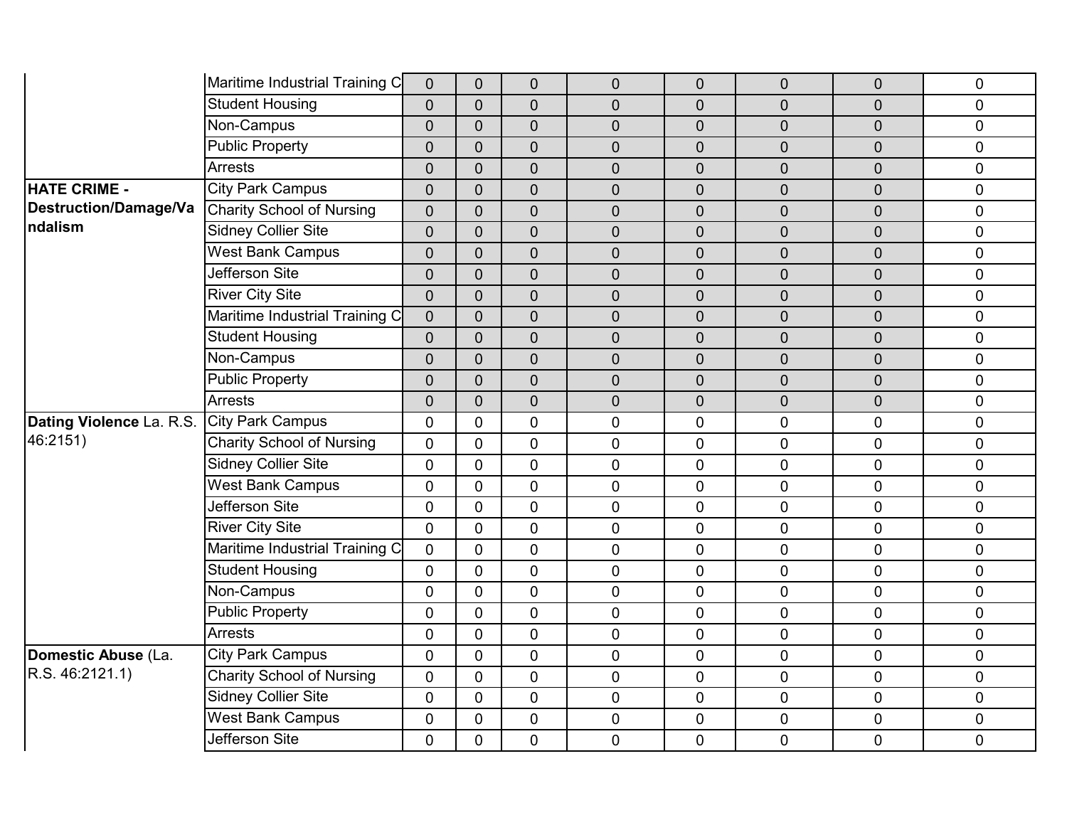| | | | | | | | | | |
|---|---|---|---|---|---|---|---|---|---|
| | Maritime Industrial Training C | 0 | 0 | 0 | 0 | 0 | 0 | 0 | 0 |
| | Student Housing | 0 | 0 | 0 | 0 | 0 | 0 | 0 | 0 |
| | Non-Campus | 0 | 0 | 0 | 0 | 0 | 0 | 0 | 0 |
| | Public Property | 0 | 0 | 0 | 0 | 0 | 0 | 0 | 0 |
| | Arrests | 0 | 0 | 0 | 0 | 0 | 0 | 0 | 0 |
| **HATE CRIME - Destruction/Damage/Vandalism** | City Park Campus | 0 | 0 | 0 | 0 | 0 | 0 | 0 | 0 |
| | Charity School of Nursing | 0 | 0 | 0 | 0 | 0 | 0 | 0 | 0 |
| | Sidney Collier Site | 0 | 0 | 0 | 0 | 0 | 0 | 0 | 0 |
| | West Bank Campus | 0 | 0 | 0 | 0 | 0 | 0 | 0 | 0 |
| | Jefferson Site | 0 | 0 | 0 | 0 | 0 | 0 | 0 | 0 |
| | River City Site | 0 | 0 | 0 | 0 | 0 | 0 | 0 | 0 |
| | Maritime Industrial Training C | 0 | 0 | 0 | 0 | 0 | 0 | 0 | 0 |
| | Student Housing | 0 | 0 | 0 | 0 | 0 | 0 | 0 | 0 |
| | Non-Campus | 0 | 0 | 0 | 0 | 0 | 0 | 0 | 0 |
| | Public Property | 0 | 0 | 0 | 0 | 0 | 0 | 0 | 0 |
| | Arrests | 0 | 0 | 0 | 0 | 0 | 0 | 0 | 0 |
| **Dating Violence** La. R.S. 46:2151) | City Park Campus | 0 | 0 | 0 | 0 | 0 | 0 | 0 | 0 |
| | Charity School of Nursing | 0 | 0 | 0 | 0 | 0 | 0 | 0 | 0 |
| | Sidney Collier Site | 0 | 0 | 0 | 0 | 0 | 0 | 0 | 0 |
| | West Bank Campus | 0 | 0 | 0 | 0 | 0 | 0 | 0 | 0 |
| | Jefferson Site | 0 | 0 | 0 | 0 | 0 | 0 | 0 | 0 |
| | River City Site | 0 | 0 | 0 | 0 | 0 | 0 | 0 | 0 |
| | Maritime Industrial Training C | 0 | 0 | 0 | 0 | 0 | 0 | 0 | 0 |
| | Student Housing | 0 | 0 | 0 | 0 | 0 | 0 | 0 | 0 |
| | Non-Campus | 0 | 0 | 0 | 0 | 0 | 0 | 0 | 0 |
| | Public Property | 0 | 0 | 0 | 0 | 0 | 0 | 0 | 0 |
| | Arrests | 0 | 0 | 0 | 0 | 0 | 0 | 0 | 0 |
| **Domestic Abuse** (La. R.S. 46:2121.1) | City Park Campus | 0 | 0 | 0 | 0 | 0 | 0 | 0 | 0 |
| | Charity School of Nursing | 0 | 0 | 0 | 0 | 0 | 0 | 0 | 0 |
| | Sidney Collier Site | 0 | 0 | 0 | 0 | 0 | 0 | 0 | 0 |
| | West Bank Campus | 0 | 0 | 0 | 0 | 0 | 0 | 0 | 0 |
| | Jefferson Site | 0 | 0 | 0 | 0 | 0 | 0 | 0 | 0 |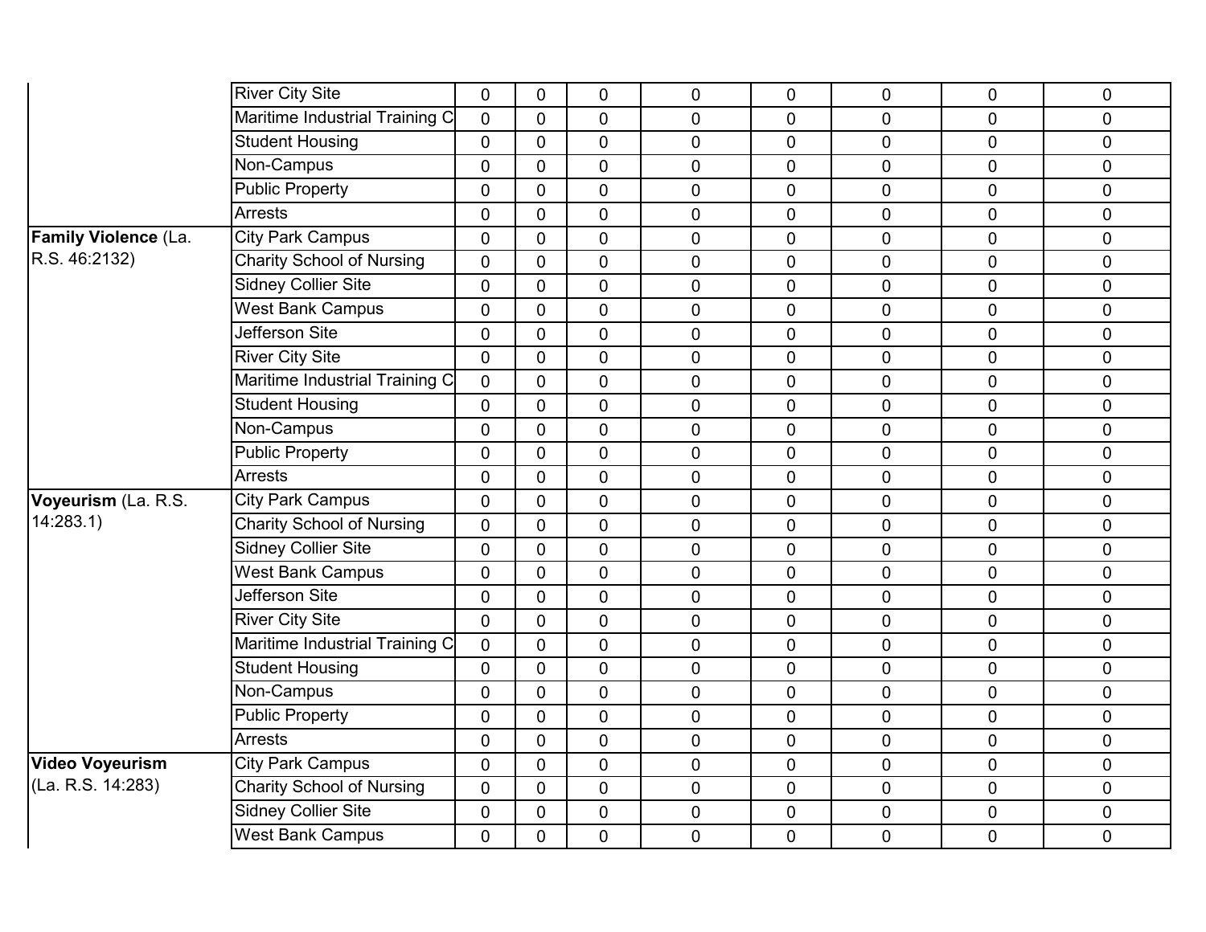| | | | | | | | | | |
|---|---|---|---|---|---|---|---|---|---|
| | River City Site | 0 | 0 | 0 | 0 | 0 | 0 | 0 | 0 |
| | Maritime Industrial Training C | 0 | 0 | 0 | 0 | 0 | 0 | 0 | 0 |
| | Student Housing | 0 | 0 | 0 | 0 | 0 | 0 | 0 | 0 |
| | Non-Campus | 0 | 0 | 0 | 0 | 0 | 0 | 0 | 0 |
| | Public Property | 0 | 0 | 0 | 0 | 0 | 0 | 0 | 0 |
| | Arrests | 0 | 0 | 0 | 0 | 0 | 0 | 0 | 0 |
| **Family Violence** (La. R.S. 46:2132) | City Park Campus | 0 | 0 | 0 | 0 | 0 | 0 | 0 | 0 |
| | Charity School of Nursing | 0 | 0 | 0 | 0 | 0 | 0 | 0 | 0 |
| | Sidney Collier Site | 0 | 0 | 0 | 0 | 0 | 0 | 0 | 0 |
| | West Bank Campus | 0 | 0 | 0 | 0 | 0 | 0 | 0 | 0 |
| | Jefferson Site | 0 | 0 | 0 | 0 | 0 | 0 | 0 | 0 |
| | River City Site | 0 | 0 | 0 | 0 | 0 | 0 | 0 | 0 |
| | Maritime Industrial Training C | 0 | 0 | 0 | 0 | 0 | 0 | 0 | 0 |
| | Student Housing | 0 | 0 | 0 | 0 | 0 | 0 | 0 | 0 |
| | Non-Campus | 0 | 0 | 0 | 0 | 0 | 0 | 0 | 0 |
| | Public Property | 0 | 0 | 0 | 0 | 0 | 0 | 0 | 0 |
| | Arrests | 0 | 0 | 0 | 0 | 0 | 0 | 0 | 0 |
| **Voyeurism** (La. R.S. 14:283.1) | City Park Campus | 0 | 0 | 0 | 0 | 0 | 0 | 0 | 0 |
| | Charity School of Nursing | 0 | 0 | 0 | 0 | 0 | 0 | 0 | 0 |
| | Sidney Collier Site | 0 | 0 | 0 | 0 | 0 | 0 | 0 | 0 |
| | West Bank Campus | 0 | 0 | 0 | 0 | 0 | 0 | 0 | 0 |
| | Jefferson Site | 0 | 0 | 0 | 0 | 0 | 0 | 0 | 0 |
| | River City Site | 0 | 0 | 0 | 0 | 0 | 0 | 0 | 0 |
| | Maritime Industrial Training C | 0 | 0 | 0 | 0 | 0 | 0 | 0 | 0 |
| | Student Housing | 0 | 0 | 0 | 0 | 0 | 0 | 0 | 0 |
| | Non-Campus | 0 | 0 | 0 | 0 | 0 | 0 | 0 | 0 |
| | Public Property | 0 | 0 | 0 | 0 | 0 | 0 | 0 | 0 |
| | Arrests | 0 | 0 | 0 | 0 | 0 | 0 | 0 | 0 |
| **Video Voyeurism** (La. R.S. 14:283) | City Park Campus | 0 | 0 | 0 | 0 | 0 | 0 | 0 | 0 |
| | Charity School of Nursing | 0 | 0 | 0 | 0 | 0 | 0 | 0 | 0 |
| | Sidney Collier Site | 0 | 0 | 0 | 0 | 0 | 0 | 0 | 0 |
| | West Bank Campus | 0 | 0 | 0 | 0 | 0 | 0 | 0 | 0 |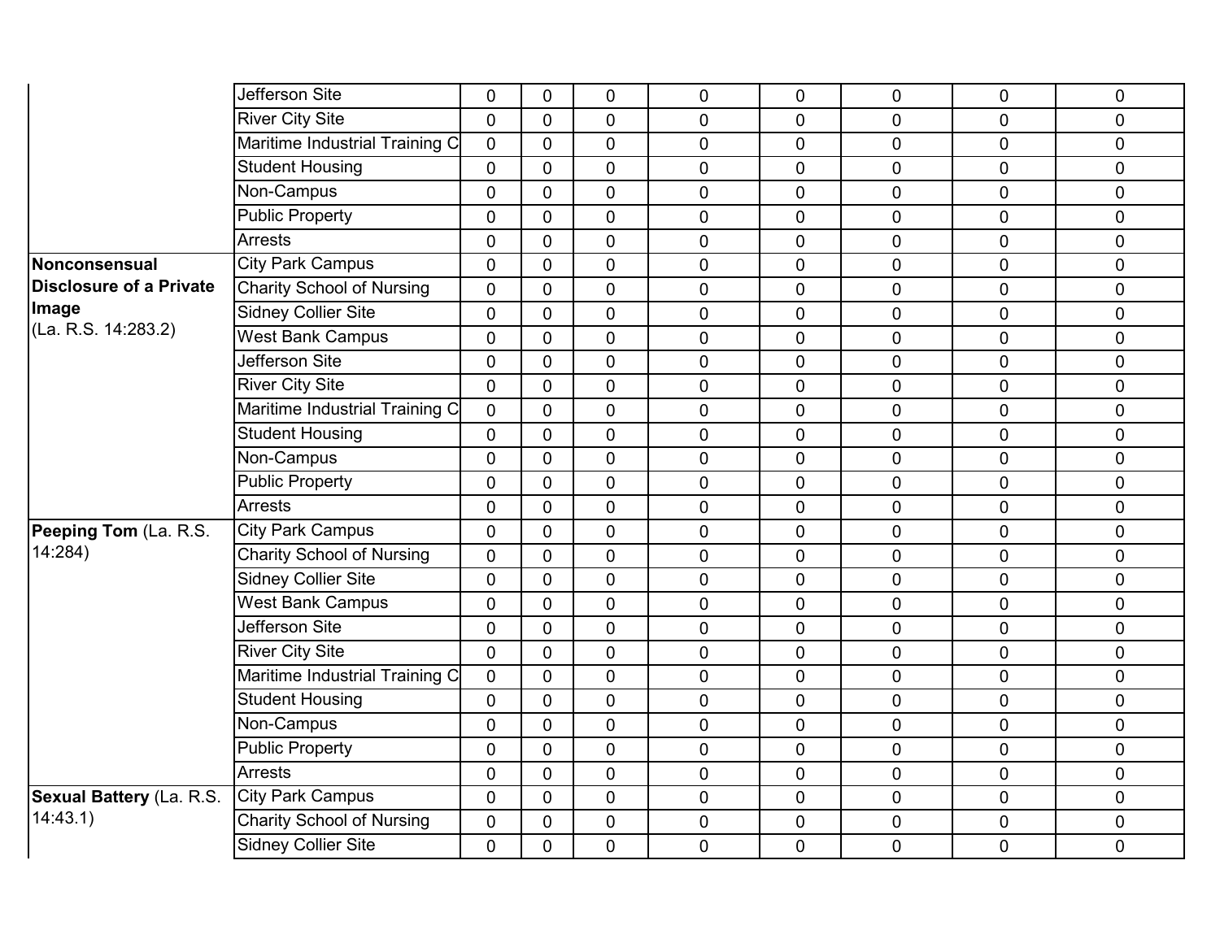| | | | | | | | | | |
|---|---|---|---|---|---|---|---|---|---|
| | Jefferson Site | 0 | 0 | 0 | 0 | 0 | 0 | 0 | 0 |
| | River City Site | 0 | 0 | 0 | 0 | 0 | 0 | 0 | 0 |
| | Maritime Industrial Training C | 0 | 0 | 0 | 0 | 0 | 0 | 0 | 0 |
| | Student Housing | 0 | 0 | 0 | 0 | 0 | 0 | 0 | 0 |
| | Non-Campus | 0 | 0 | 0 | 0 | 0 | 0 | 0 | 0 |
| | Public Property | 0 | 0 | 0 | 0 | 0 | 0 | 0 | 0 |
| | Arrests | 0 | 0 | 0 | 0 | 0 | 0 | 0 | 0 |
| **Nonconsensual Disclosure of a Private Image** (La. R.S. 14:283.2) | City Park Campus | 0 | 0 | 0 | 0 | 0 | 0 | 0 | 0 |
| | Charity School of Nursing | 0 | 0 | 0 | 0 | 0 | 0 | 0 | 0 |
| | Sidney Collier Site | 0 | 0 | 0 | 0 | 0 | 0 | 0 | 0 |
| | West Bank Campus | 0 | 0 | 0 | 0 | 0 | 0 | 0 | 0 |
| | Jefferson Site | 0 | 0 | 0 | 0 | 0 | 0 | 0 | 0 |
| | River City Site | 0 | 0 | 0 | 0 | 0 | 0 | 0 | 0 |
| | Maritime Industrial Training C | 0 | 0 | 0 | 0 | 0 | 0 | 0 | 0 |
| | Student Housing | 0 | 0 | 0 | 0 | 0 | 0 | 0 | 0 |
| | Non-Campus | 0 | 0 | 0 | 0 | 0 | 0 | 0 | 0 |
| | Public Property | 0 | 0 | 0 | 0 | 0 | 0 | 0 | 0 |
| | Arrests | 0 | 0 | 0 | 0 | 0 | 0 | 0 | 0 |
| **Peeping Tom** (La. R.S. 14:284) | City Park Campus | 0 | 0 | 0 | 0 | 0 | 0 | 0 | 0 |
| | Charity School of Nursing | 0 | 0 | 0 | 0 | 0 | 0 | 0 | 0 |
| | Sidney Collier Site | 0 | 0 | 0 | 0 | 0 | 0 | 0 | 0 |
| | West Bank Campus | 0 | 0 | 0 | 0 | 0 | 0 | 0 | 0 |
| | Jefferson Site | 0 | 0 | 0 | 0 | 0 | 0 | 0 | 0 |
| | River City Site | 0 | 0 | 0 | 0 | 0 | 0 | 0 | 0 |
| | Maritime Industrial Training C | 0 | 0 | 0 | 0 | 0 | 0 | 0 | 0 |
| | Student Housing | 0 | 0 | 0 | 0 | 0 | 0 | 0 | 0 |
| | Non-Campus | 0 | 0 | 0 | 0 | 0 | 0 | 0 | 0 |
| | Public Property | 0 | 0 | 0 | 0 | 0 | 0 | 0 | 0 |
| | Arrests | 0 | 0 | 0 | 0 | 0 | 0 | 0 | 0 |
| **Sexual Battery** (La. R.S. 14:43.1) | City Park Campus | 0 | 0 | 0 | 0 | 0 | 0 | 0 | 0 |
| | Charity School of Nursing | 0 | 0 | 0 | 0 | 0 | 0 | 0 | 0 |
| | Sidney Collier Site | 0 | 0 | 0 | 0 | 0 | 0 | 0 | 0 |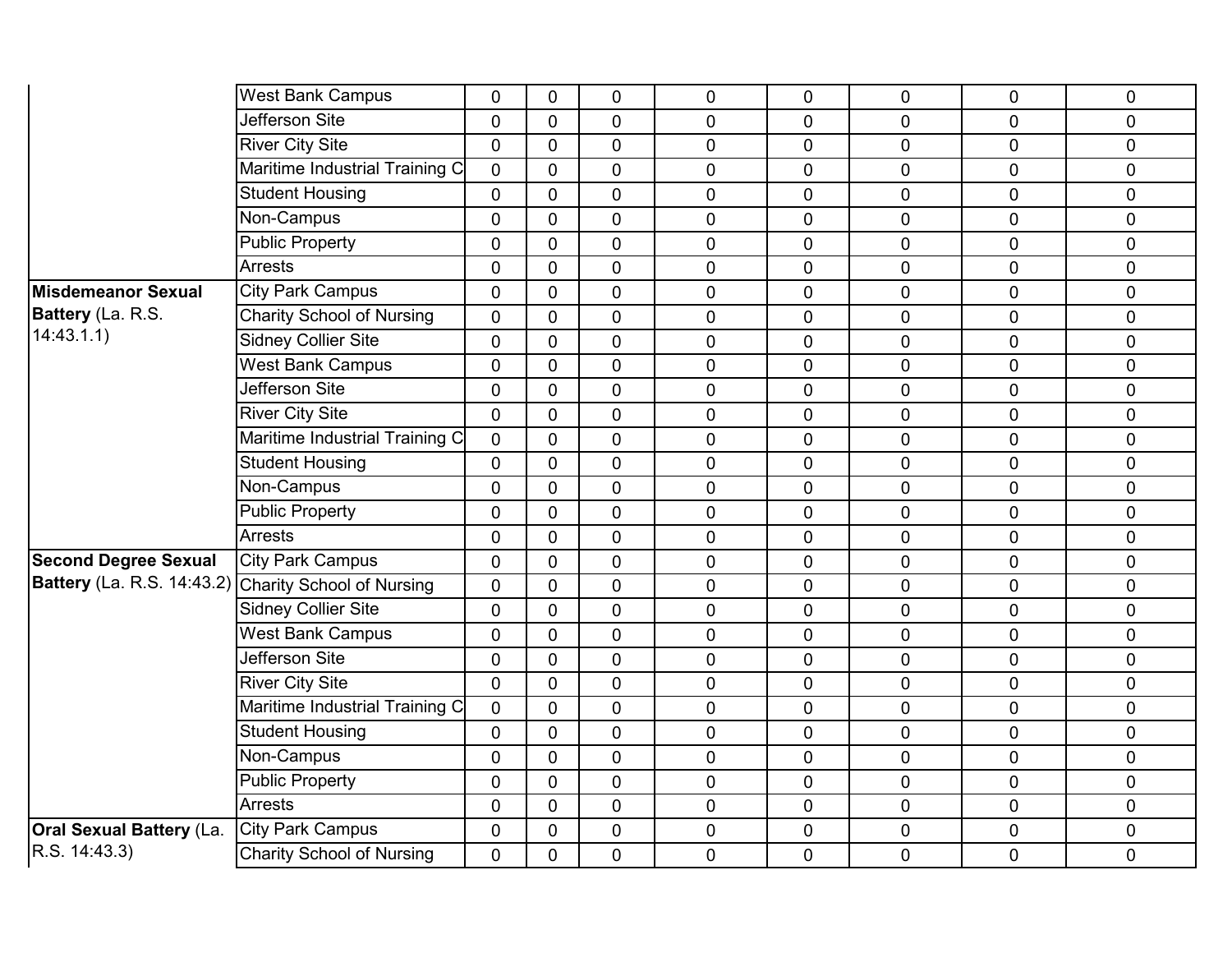| | | | | | | | | | |
|---|---|---|---|---|---|---|---|---|---|
| | West Bank Campus | 0 | 0 | 0 | 0 | 0 | 0 | 0 | 0 |
| | Jefferson Site | 0 | 0 | 0 | 0 | 0 | 0 | 0 | 0 |
| | River City Site | 0 | 0 | 0 | 0 | 0 | 0 | 0 | 0 |
| | Maritime Industrial Training C | 0 | 0 | 0 | 0 | 0 | 0 | 0 | 0 |
| | Student Housing | 0 | 0 | 0 | 0 | 0 | 0 | 0 | 0 |
| | Non-Campus | 0 | 0 | 0 | 0 | 0 | 0 | 0 | 0 |
| | Public Property | 0 | 0 | 0 | 0 | 0 | 0 | 0 | 0 |
| | Arrests | 0 | 0 | 0 | 0 | 0 | 0 | 0 | 0 |
| **Misdemeanor Sexual Battery** (La. R.S. 14:43.1.1) | City Park Campus | 0 | 0 | 0 | 0 | 0 | 0 | 0 | 0 |
| | Charity School of Nursing | 0 | 0 | 0 | 0 | 0 | 0 | 0 | 0 |
| | Sidney Collier Site | 0 | 0 | 0 | 0 | 0 | 0 | 0 | 0 |
| | West Bank Campus | 0 | 0 | 0 | 0 | 0 | 0 | 0 | 0 |
| | Jefferson Site | 0 | 0 | 0 | 0 | 0 | 0 | 0 | 0 |
| | River City Site | 0 | 0 | 0 | 0 | 0 | 0 | 0 | 0 |
| | Maritime Industrial Training C | 0 | 0 | 0 | 0 | 0 | 0 | 0 | 0 |
| | Student Housing | 0 | 0 | 0 | 0 | 0 | 0 | 0 | 0 |
| | Non-Campus | 0 | 0 | 0 | 0 | 0 | 0 | 0 | 0 |
| | Public Property | 0 | 0 | 0 | 0 | 0 | 0 | 0 | 0 |
| | Arrests | 0 | 0 | 0 | 0 | 0 | 0 | 0 | 0 |
| **Second Degree Sexual Battery** (La. R.S. 14:43.2) | City Park Campus | 0 | 0 | 0 | 0 | 0 | 0 | 0 | 0 |
| | Charity School of Nursing | 0 | 0 | 0 | 0 | 0 | 0 | 0 | 0 |
| | Sidney Collier Site | 0 | 0 | 0 | 0 | 0 | 0 | 0 | 0 |
| | West Bank Campus | 0 | 0 | 0 | 0 | 0 | 0 | 0 | 0 |
| | Jefferson Site | 0 | 0 | 0 | 0 | 0 | 0 | 0 | 0 |
| | River City Site | 0 | 0 | 0 | 0 | 0 | 0 | 0 | 0 |
| | Maritime Industrial Training C | 0 | 0 | 0 | 0 | 0 | 0 | 0 | 0 |
| | Student Housing | 0 | 0 | 0 | 0 | 0 | 0 | 0 | 0 |
| | Non-Campus | 0 | 0 | 0 | 0 | 0 | 0 | 0 | 0 |
| | Public Property | 0 | 0 | 0 | 0 | 0 | 0 | 0 | 0 |
| | Arrests | 0 | 0 | 0 | 0 | 0 | 0 | 0 | 0 |
| **Oral Sexual Battery** (La. R.S. 14:43.3) | City Park Campus | 0 | 0 | 0 | 0 | 0 | 0 | 0 | 0 |
| | Charity School of Nursing | 0 | 0 | 0 | 0 | 0 | 0 | 0 | 0 |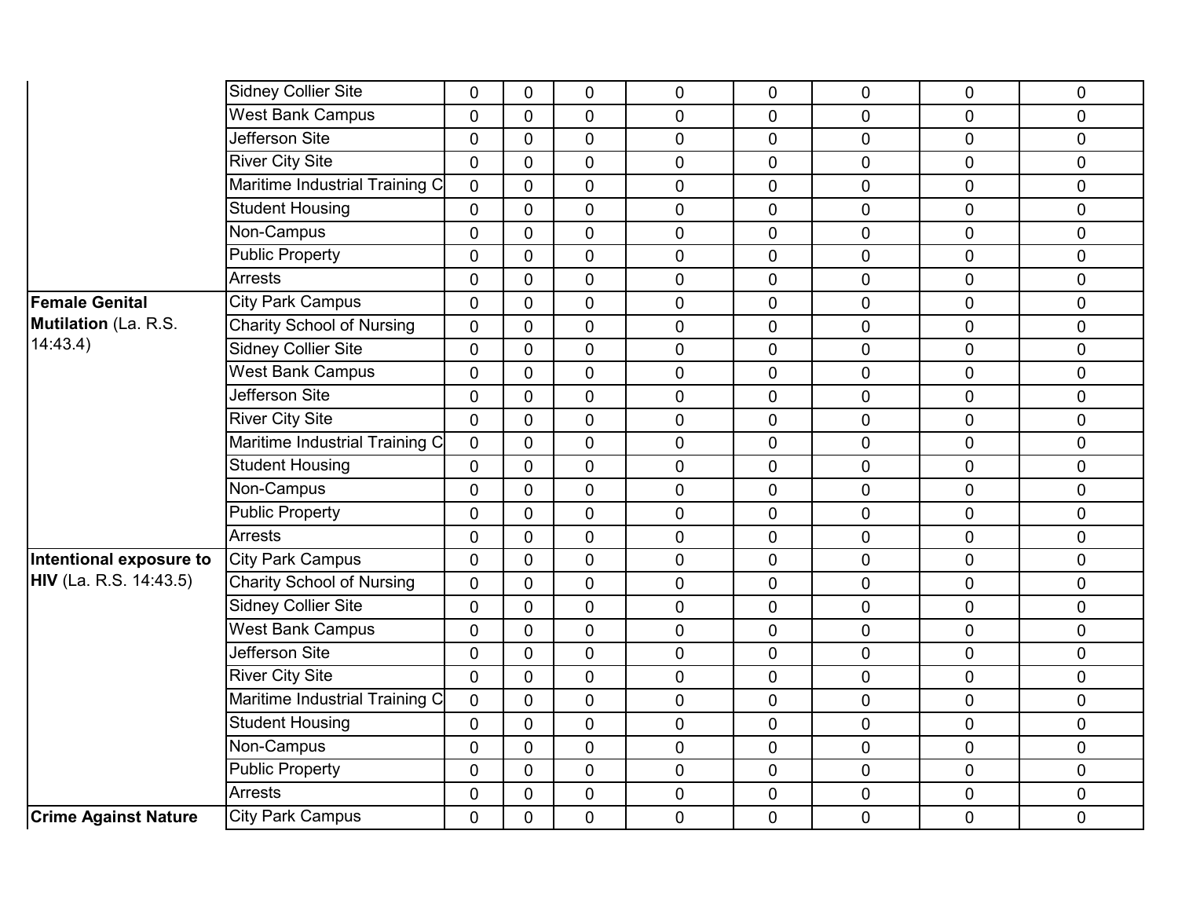| | | | | | | | | | |
|---|---|---|---|---|---|---|---|---|---|
| | Sidney Collier Site | 0 | 0 | 0 | 0 | 0 | 0 | 0 | 0 |
| | West Bank Campus | 0 | 0 | 0 | 0 | 0 | 0 | 0 | 0 |
| | Jefferson Site | 0 | 0 | 0 | 0 | 0 | 0 | 0 | 0 |
| | River City Site | 0 | 0 | 0 | 0 | 0 | 0 | 0 | 0 |
| | Maritime Industrial Training C | 0 | 0 | 0 | 0 | 0 | 0 | 0 | 0 |
| | Student Housing | 0 | 0 | 0 | 0 | 0 | 0 | 0 | 0 |
| | Non-Campus | 0 | 0 | 0 | 0 | 0 | 0 | 0 | 0 |
| | Public Property | 0 | 0 | 0 | 0 | 0 | 0 | 0 | 0 |
| | Arrests | 0 | 0 | 0 | 0 | 0 | 0 | 0 | 0 |
| **Female Genital Mutilation** (La. R.S. 14:43.4) | City Park Campus | 0 | 0 | 0 | 0 | 0 | 0 | 0 | 0 |
| | Charity School of Nursing | 0 | 0 | 0 | 0 | 0 | 0 | 0 | 0 |
| | Sidney Collier Site | 0 | 0 | 0 | 0 | 0 | 0 | 0 | 0 |
| | West Bank Campus | 0 | 0 | 0 | 0 | 0 | 0 | 0 | 0 |
| | Jefferson Site | 0 | 0 | 0 | 0 | 0 | 0 | 0 | 0 |
| | River City Site | 0 | 0 | 0 | 0 | 0 | 0 | 0 | 0 |
| | Maritime Industrial Training C | 0 | 0 | 0 | 0 | 0 | 0 | 0 | 0 |
| | Student Housing | 0 | 0 | 0 | 0 | 0 | 0 | 0 | 0 |
| | Non-Campus | 0 | 0 | 0 | 0 | 0 | 0 | 0 | 0 |
| | Public Property | 0 | 0 | 0 | 0 | 0 | 0 | 0 | 0 |
| | Arrests | 0 | 0 | 0 | 0 | 0 | 0 | 0 | 0 |
| **Intentional exposure to HIV** (La. R.S. 14:43.5) | City Park Campus | 0 | 0 | 0 | 0 | 0 | 0 | 0 | 0 |
| | Charity School of Nursing | 0 | 0 | 0 | 0 | 0 | 0 | 0 | 0 |
| | Sidney Collier Site | 0 | 0 | 0 | 0 | 0 | 0 | 0 | 0 |
| | West Bank Campus | 0 | 0 | 0 | 0 | 0 | 0 | 0 | 0 |
| | Jefferson Site | 0 | 0 | 0 | 0 | 0 | 0 | 0 | 0 |
| | River City Site | 0 | 0 | 0 | 0 | 0 | 0 | 0 | 0 |
| | Maritime Industrial Training C | 0 | 0 | 0 | 0 | 0 | 0 | 0 | 0 |
| | Student Housing | 0 | 0 | 0 | 0 | 0 | 0 | 0 | 0 |
| | Non-Campus | 0 | 0 | 0 | 0 | 0 | 0 | 0 | 0 |
| | Public Property | 0 | 0 | 0 | 0 | 0 | 0 | 0 | 0 |
| | Arrests | 0 | 0 | 0 | 0 | 0 | 0 | 0 | 0 |
| **Crime Against Nature** | City Park Campus | 0 | 0 | 0 | 0 | 0 | 0 | 0 | 0 |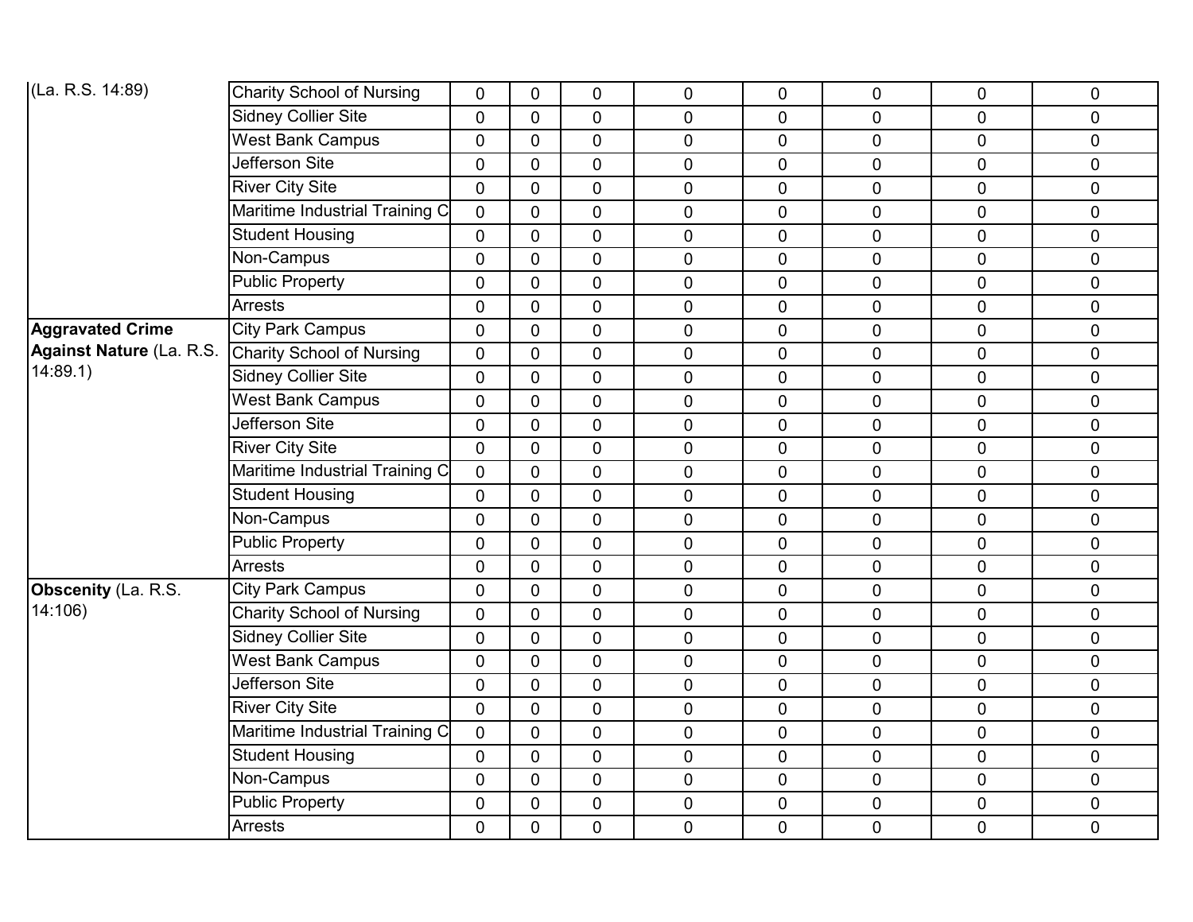| (La. R.S. 14:89) | Charity School of Nursing | 0 | 0 | 0 | 0 | 0 | 0 | 0 | 0 |
|---|---|---|---|---|---|---|---|---|---|
| | Sidney Collier Site | 0 | 0 | 0 | 0 | 0 | 0 | 0 | 0 |
| | West Bank Campus | 0 | 0 | 0 | 0 | 0 | 0 | 0 | 0 |
| | Jefferson Site | 0 | 0 | 0 | 0 | 0 | 0 | 0 | 0 |
| | River City Site | 0 | 0 | 0 | 0 | 0 | 0 | 0 | 0 |
| | Maritime Industrial Training C | 0 | 0 | 0 | 0 | 0 | 0 | 0 | 0 |
| | Student Housing | 0 | 0 | 0 | 0 | 0 | 0 | 0 | 0 |
| | Non-Campus | 0 | 0 | 0 | 0 | 0 | 0 | 0 | 0 |
| | Public Property | 0 | 0 | 0 | 0 | 0 | 0 | 0 | 0 |
| | Arrests | 0 | 0 | 0 | 0 | 0 | 0 | 0 | 0 |
| **Aggravated Crime Against Nature** (La. R.S. 14:89.1) | City Park Campus | 0 | 0 | 0 | 0 | 0 | 0 | 0 | 0 |
| | Charity School of Nursing | 0 | 0 | 0 | 0 | 0 | 0 | 0 | 0 |
| | Sidney Collier Site | 0 | 0 | 0 | 0 | 0 | 0 | 0 | 0 |
| | West Bank Campus | 0 | 0 | 0 | 0 | 0 | 0 | 0 | 0 |
| | Jefferson Site | 0 | 0 | 0 | 0 | 0 | 0 | 0 | 0 |
| | River City Site | 0 | 0 | 0 | 0 | 0 | 0 | 0 | 0 |
| | Maritime Industrial Training C | 0 | 0 | 0 | 0 | 0 | 0 | 0 | 0 |
| | Student Housing | 0 | 0 | 0 | 0 | 0 | 0 | 0 | 0 |
| | Non-Campus | 0 | 0 | 0 | 0 | 0 | 0 | 0 | 0 |
| | Public Property | 0 | 0 | 0 | 0 | 0 | 0 | 0 | 0 |
| | Arrests | 0 | 0 | 0 | 0 | 0 | 0 | 0 | 0 |
| **Obscenity** (La. R.S. 14:106) | City Park Campus | 0 | 0 | 0 | 0 | 0 | 0 | 0 | 0 |
| | Charity School of Nursing | 0 | 0 | 0 | 0 | 0 | 0 | 0 | 0 |
| | Sidney Collier Site | 0 | 0 | 0 | 0 | 0 | 0 | 0 | 0 |
| | West Bank Campus | 0 | 0 | 0 | 0 | 0 | 0 | 0 | 0 |
| | Jefferson Site | 0 | 0 | 0 | 0 | 0 | 0 | 0 | 0 |
| | River City Site | 0 | 0 | 0 | 0 | 0 | 0 | 0 | 0 |
| | Maritime Industrial Training C | 0 | 0 | 0 | 0 | 0 | 0 | 0 | 0 |
| | Student Housing | 0 | 0 | 0 | 0 | 0 | 0 | 0 | 0 |
| | Non-Campus | 0 | 0 | 0 | 0 | 0 | 0 | 0 | 0 |
| | Public Property | 0 | 0 | 0 | 0 | 0 | 0 | 0 | 0 |
| | Arrests | 0 | 0 | 0 | 0 | 0 | 0 | 0 | 0 |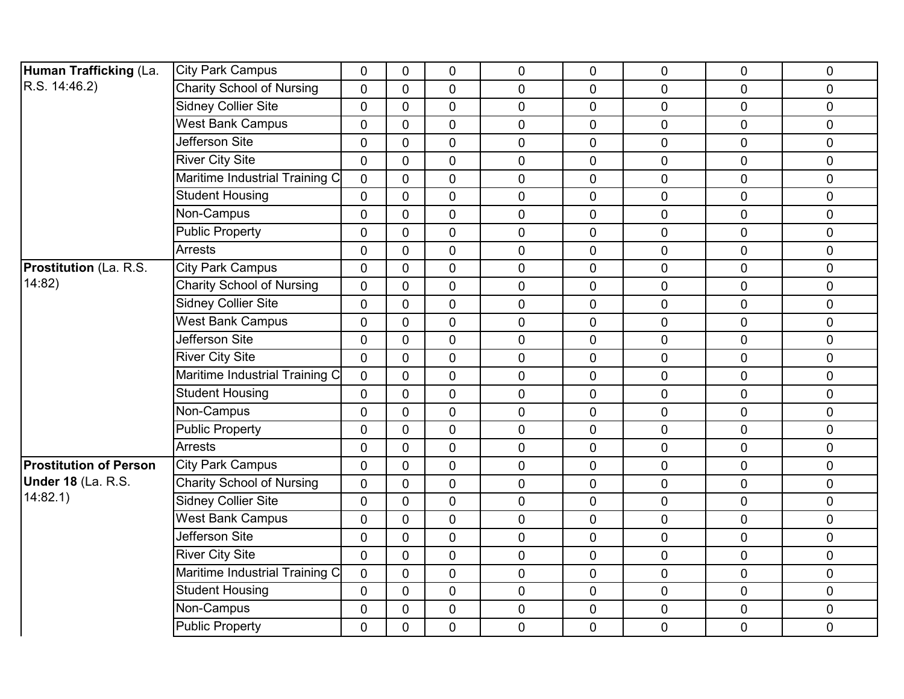| | | | | | | | | | |
|---|---|---|---|---|---|---|---|---|---|
| **Human Trafficking** (La. R.S. 14:46.2) | City Park Campus | 0 | 0 | 0 | 0 | 0 | 0 | 0 | 0 |
| | Charity School of Nursing | 0 | 0 | 0 | 0 | 0 | 0 | 0 | 0 |
| | Sidney Collier Site | 0 | 0 | 0 | 0 | 0 | 0 | 0 | 0 |
| | West Bank Campus | 0 | 0 | 0 | 0 | 0 | 0 | 0 | 0 |
| | Jefferson Site | 0 | 0 | 0 | 0 | 0 | 0 | 0 | 0 |
| | River City Site | 0 | 0 | 0 | 0 | 0 | 0 | 0 | 0 |
| | Maritime Industrial Training C | 0 | 0 | 0 | 0 | 0 | 0 | 0 | 0 |
| | Student Housing | 0 | 0 | 0 | 0 | 0 | 0 | 0 | 0 |
| | Non-Campus | 0 | 0 | 0 | 0 | 0 | 0 | 0 | 0 |
| | Public Property | 0 | 0 | 0 | 0 | 0 | 0 | 0 | 0 |
| | Arrests | 0 | 0 | 0 | 0 | 0 | 0 | 0 | 0 |
| **Prostitution** (La. R.S. 14:82) | City Park Campus | 0 | 0 | 0 | 0 | 0 | 0 | 0 | 0 |
| | Charity School of Nursing | 0 | 0 | 0 | 0 | 0 | 0 | 0 | 0 |
| | Sidney Collier Site | 0 | 0 | 0 | 0 | 0 | 0 | 0 | 0 |
| | West Bank Campus | 0 | 0 | 0 | 0 | 0 | 0 | 0 | 0 |
| | Jefferson Site | 0 | 0 | 0 | 0 | 0 | 0 | 0 | 0 |
| | River City Site | 0 | 0 | 0 | 0 | 0 | 0 | 0 | 0 |
| | Maritime Industrial Training C | 0 | 0 | 0 | 0 | 0 | 0 | 0 | 0 |
| | Student Housing | 0 | 0 | 0 | 0 | 0 | 0 | 0 | 0 |
| | Non-Campus | 0 | 0 | 0 | 0 | 0 | 0 | 0 | 0 |
| | Public Property | 0 | 0 | 0 | 0 | 0 | 0 | 0 | 0 |
| | Arrests | 0 | 0 | 0 | 0 | 0 | 0 | 0 | 0 |
| **Prostitution of Person Under 18** (La. R.S. 14:82.1) | City Park Campus | 0 | 0 | 0 | 0 | 0 | 0 | 0 | 0 |
| | Charity School of Nursing | 0 | 0 | 0 | 0 | 0 | 0 | 0 | 0 |
| | Sidney Collier Site | 0 | 0 | 0 | 0 | 0 | 0 | 0 | 0 |
| | West Bank Campus | 0 | 0 | 0 | 0 | 0 | 0 | 0 | 0 |
| | Jefferson Site | 0 | 0 | 0 | 0 | 0 | 0 | 0 | 0 |
| | River City Site | 0 | 0 | 0 | 0 | 0 | 0 | 0 | 0 |
| | Maritime Industrial Training C | 0 | 0 | 0 | 0 | 0 | 0 | 0 | 0 |
| | Student Housing | 0 | 0 | 0 | 0 | 0 | 0 | 0 | 0 |
| | Non-Campus | 0 | 0 | 0 | 0 | 0 | 0 | 0 | 0 |
| | Public Property | 0 | 0 | 0 | 0 | 0 | 0 | 0 | 0 |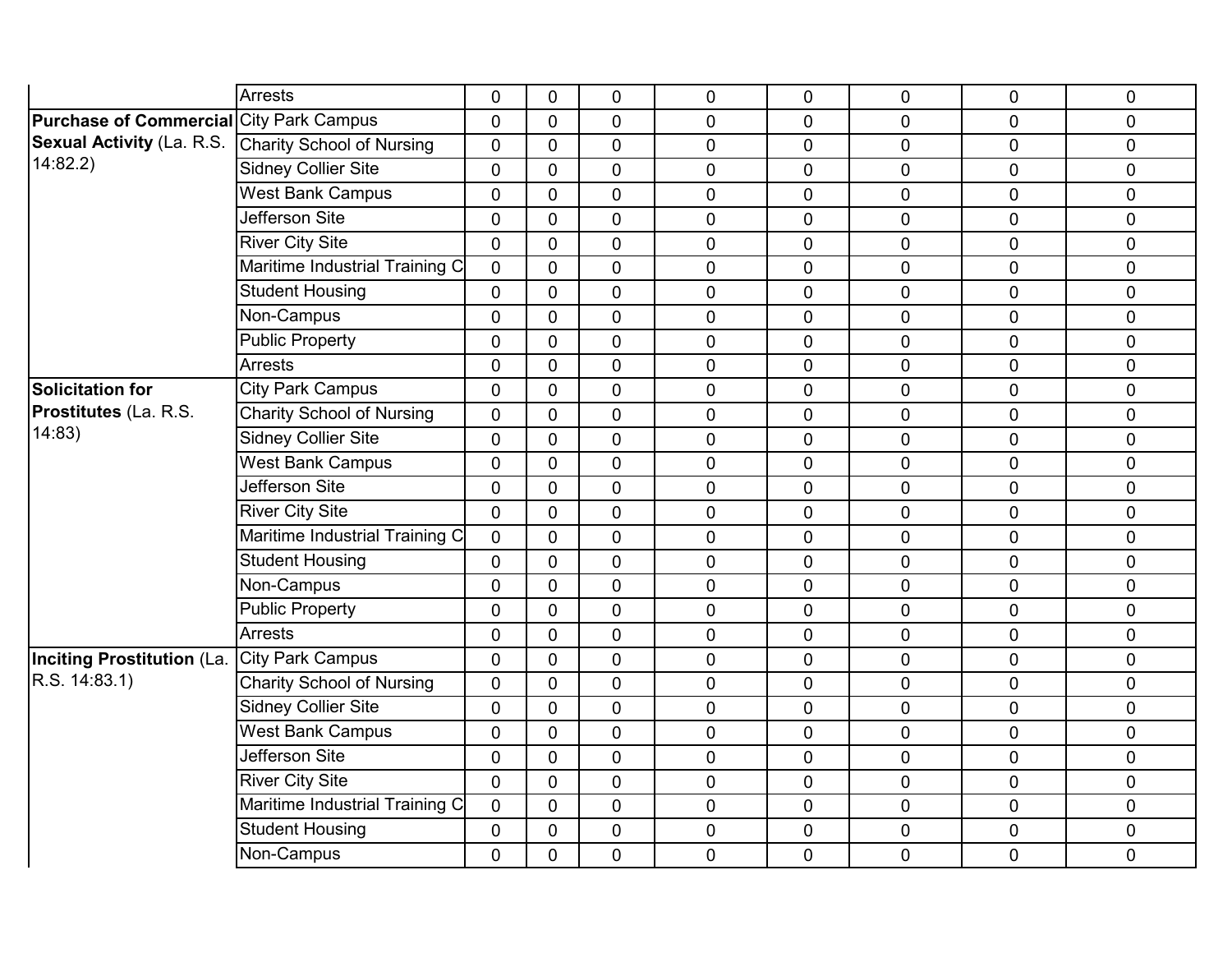| | | | | | | | | | |
|---|---|---|---|---|---|---|---|---|---|
| | Arrests | 0 | 0 | 0 | 0 | 0 | 0 | 0 | 0 |
| **Purchase of Commercial Sexual Activity** (La. R.S. 14:82.2) | City Park Campus | 0 | 0 | 0 | 0 | 0 | 0 | 0 | 0 |
| | Charity School of Nursing | 0 | 0 | 0 | 0 | 0 | 0 | 0 | 0 |
| | Sidney Collier Site | 0 | 0 | 0 | 0 | 0 | 0 | 0 | 0 |
| | West Bank Campus | 0 | 0 | 0 | 0 | 0 | 0 | 0 | 0 |
| | Jefferson Site | 0 | 0 | 0 | 0 | 0 | 0 | 0 | 0 |
| | River City Site | 0 | 0 | 0 | 0 | 0 | 0 | 0 | 0 |
| | Maritime Industrial Training C | 0 | 0 | 0 | 0 | 0 | 0 | 0 | 0 |
| | Student Housing | 0 | 0 | 0 | 0 | 0 | 0 | 0 | 0 |
| | Non-Campus | 0 | 0 | 0 | 0 | 0 | 0 | 0 | 0 |
| | Public Property | 0 | 0 | 0 | 0 | 0 | 0 | 0 | 0 |
| | Arrests | 0 | 0 | 0 | 0 | 0 | 0 | 0 | 0 |
| **Solicitation for Prostitutes** (La. R.S. 14:83) | City Park Campus | 0 | 0 | 0 | 0 | 0 | 0 | 0 | 0 |
| | Charity School of Nursing | 0 | 0 | 0 | 0 | 0 | 0 | 0 | 0 |
| | Sidney Collier Site | 0 | 0 | 0 | 0 | 0 | 0 | 0 | 0 |
| | West Bank Campus | 0 | 0 | 0 | 0 | 0 | 0 | 0 | 0 |
| | Jefferson Site | 0 | 0 | 0 | 0 | 0 | 0 | 0 | 0 |
| | River City Site | 0 | 0 | 0 | 0 | 0 | 0 | 0 | 0 |
| | Maritime Industrial Training C | 0 | 0 | 0 | 0 | 0 | 0 | 0 | 0 |
| | Student Housing | 0 | 0 | 0 | 0 | 0 | 0 | 0 | 0 |
| | Non-Campus | 0 | 0 | 0 | 0 | 0 | 0 | 0 | 0 |
| | Public Property | 0 | 0 | 0 | 0 | 0 | 0 | 0 | 0 |
| | Arrests | 0 | 0 | 0 | 0 | 0 | 0 | 0 | 0 |
| **Inciting Prostitution** (La. R.S. 14:83.1) | City Park Campus | 0 | 0 | 0 | 0 | 0 | 0 | 0 | 0 |
| | Charity School of Nursing | 0 | 0 | 0 | 0 | 0 | 0 | 0 | 0 |
| | Sidney Collier Site | 0 | 0 | 0 | 0 | 0 | 0 | 0 | 0 |
| | West Bank Campus | 0 | 0 | 0 | 0 | 0 | 0 | 0 | 0 |
| | Jefferson Site | 0 | 0 | 0 | 0 | 0 | 0 | 0 | 0 |
| | River City Site | 0 | 0 | 0 | 0 | 0 | 0 | 0 | 0 |
| | Maritime Industrial Training C | 0 | 0 | 0 | 0 | 0 | 0 | 0 | 0 |
| | Student Housing | 0 | 0 | 0 | 0 | 0 | 0 | 0 | 0 |
| | Non-Campus | 0 | 0 | 0 | 0 | 0 | 0 | 0 | 0 |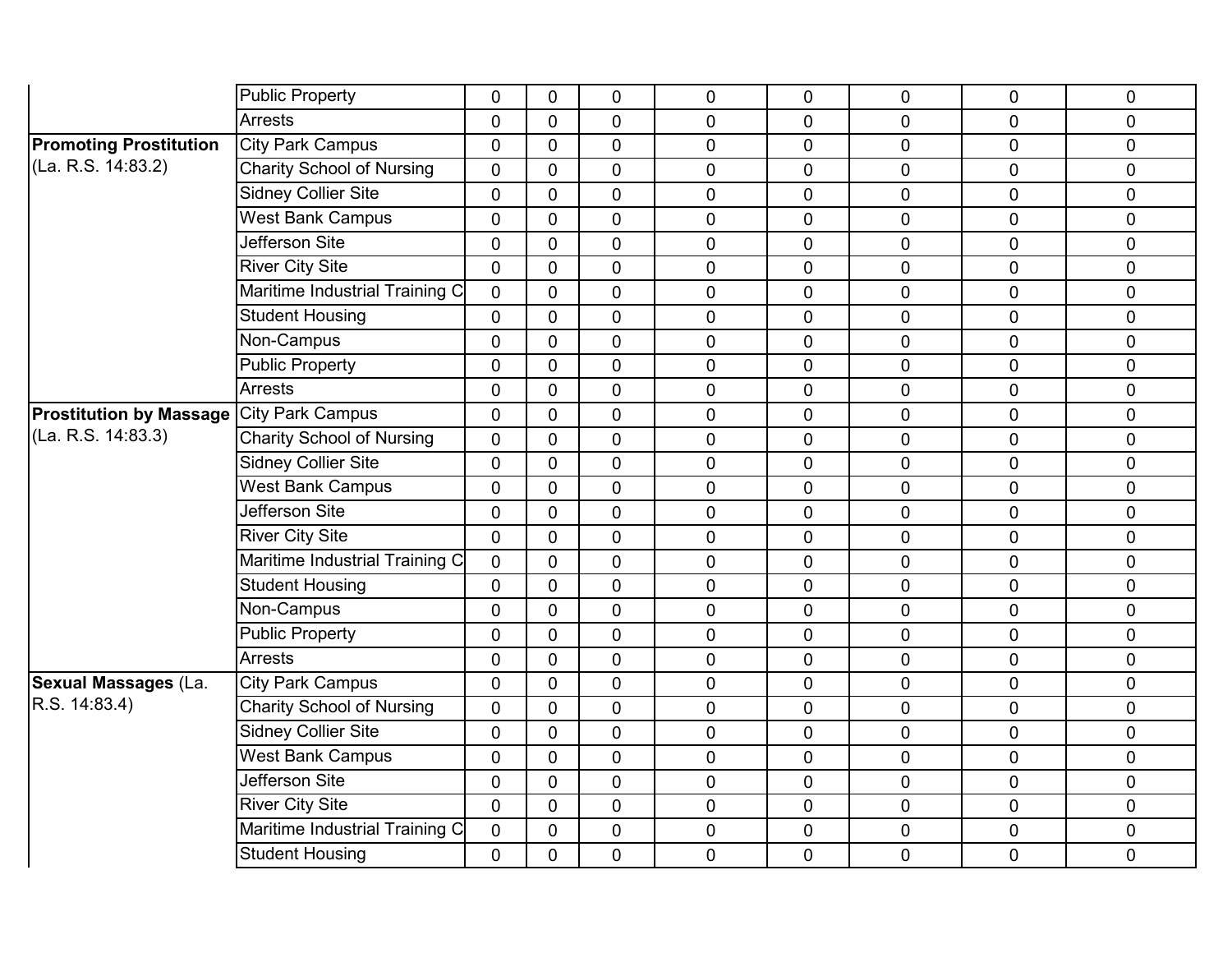| | | | | | | | | | |
|---|---|---|---|---|---|---|---|---|---|
| | Public Property | 0 | 0 | 0 | 0 | 0 | 0 | 0 | 0 |
| | Arrests | 0 | 0 | 0 | 0 | 0 | 0 | 0 | 0 |
| **Promoting Prostitution** (La. R.S. 14:83.2) | City Park Campus | 0 | 0 | 0 | 0 | 0 | 0 | 0 | 0 |
| | Charity School of Nursing | 0 | 0 | 0 | 0 | 0 | 0 | 0 | 0 |
| | Sidney Collier Site | 0 | 0 | 0 | 0 | 0 | 0 | 0 | 0 |
| | West Bank Campus | 0 | 0 | 0 | 0 | 0 | 0 | 0 | 0 |
| | Jefferson Site | 0 | 0 | 0 | 0 | 0 | 0 | 0 | 0 |
| | River City Site | 0 | 0 | 0 | 0 | 0 | 0 | 0 | 0 |
| | Maritime Industrial Training C | 0 | 0 | 0 | 0 | 0 | 0 | 0 | 0 |
| | Student Housing | 0 | 0 | 0 | 0 | 0 | 0 | 0 | 0 |
| | Non-Campus | 0 | 0 | 0 | 0 | 0 | 0 | 0 | 0 |
| | Public Property | 0 | 0 | 0 | 0 | 0 | 0 | 0 | 0 |
| | Arrests | 0 | 0 | 0 | 0 | 0 | 0 | 0 | 0 |
| **Prostitution by Massage** (La. R.S. 14:83.3) | City Park Campus | 0 | 0 | 0 | 0 | 0 | 0 | 0 | 0 |
| | Charity School of Nursing | 0 | 0 | 0 | 0 | 0 | 0 | 0 | 0 |
| | Sidney Collier Site | 0 | 0 | 0 | 0 | 0 | 0 | 0 | 0 |
| | West Bank Campus | 0 | 0 | 0 | 0 | 0 | 0 | 0 | 0 |
| | Jefferson Site | 0 | 0 | 0 | 0 | 0 | 0 | 0 | 0 |
| | River City Site | 0 | 0 | 0 | 0 | 0 | 0 | 0 | 0 |
| | Maritime Industrial Training C | 0 | 0 | 0 | 0 | 0 | 0 | 0 | 0 |
| | Student Housing | 0 | 0 | 0 | 0 | 0 | 0 | 0 | 0 |
| | Non-Campus | 0 | 0 | 0 | 0 | 0 | 0 | 0 | 0 |
| | Public Property | 0 | 0 | 0 | 0 | 0 | 0 | 0 | 0 |
| | Arrests | 0 | 0 | 0 | 0 | 0 | 0 | 0 | 0 |
| **Sexual Massages** (La. R.S. 14:83.4) | City Park Campus | 0 | 0 | 0 | 0 | 0 | 0 | 0 | 0 |
| | Charity School of Nursing | 0 | 0 | 0 | 0 | 0 | 0 | 0 | 0 |
| | Sidney Collier Site | 0 | 0 | 0 | 0 | 0 | 0 | 0 | 0 |
| | West Bank Campus | 0 | 0 | 0 | 0 | 0 | 0 | 0 | 0 |
| | Jefferson Site | 0 | 0 | 0 | 0 | 0 | 0 | 0 | 0 |
| | River City Site | 0 | 0 | 0 | 0 | 0 | 0 | 0 | 0 |
| | Maritime Industrial Training C | 0 | 0 | 0 | 0 | 0 | 0 | 0 | 0 |
| | Student Housing | 0 | 0 | 0 | 0 | 0 | 0 | 0 | 0 |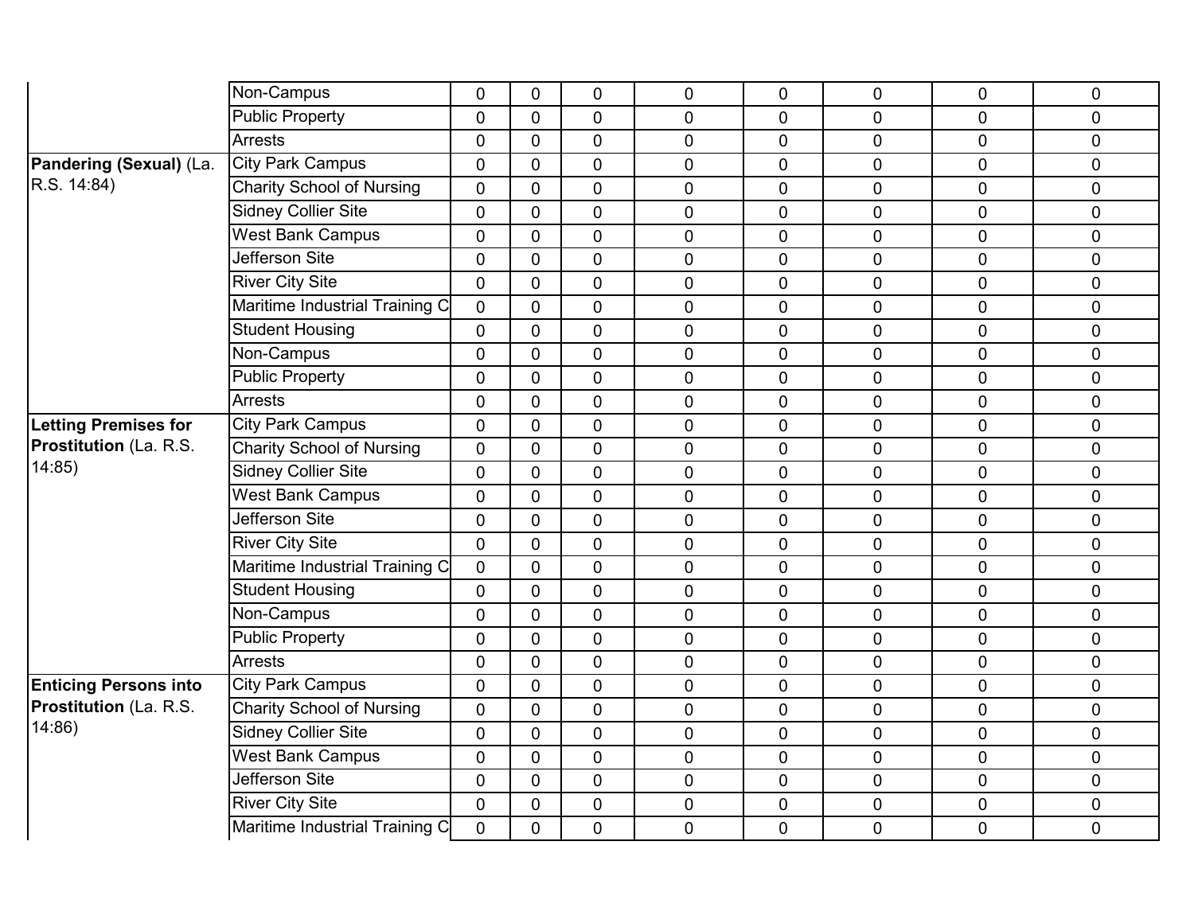| | | | | | | | | | |
|---|---|---|---|---|---|---|---|---|---|
| | Non-Campus | 0 | 0 | 0 | 0 | 0 | 0 | 0 | 0 |
| | Public Property | 0 | 0 | 0 | 0 | 0 | 0 | 0 | 0 |
| | Arrests | 0 | 0 | 0 | 0 | 0 | 0 | 0 | 0 |
| **Pandering (Sexual)** (La. R.S. 14:84) | City Park Campus | 0 | 0 | 0 | 0 | 0 | 0 | 0 | 0 |
| | Charity School of Nursing | 0 | 0 | 0 | 0 | 0 | 0 | 0 | 0 |
| | Sidney Collier Site | 0 | 0 | 0 | 0 | 0 | 0 | 0 | 0 |
| | West Bank Campus | 0 | 0 | 0 | 0 | 0 | 0 | 0 | 0 |
| | Jefferson Site | 0 | 0 | 0 | 0 | 0 | 0 | 0 | 0 |
| | River City Site | 0 | 0 | 0 | 0 | 0 | 0 | 0 | 0 |
| | Maritime Industrial Training C | 0 | 0 | 0 | 0 | 0 | 0 | 0 | 0 |
| | Student Housing | 0 | 0 | 0 | 0 | 0 | 0 | 0 | 0 |
| | Non-Campus | 0 | 0 | 0 | 0 | 0 | 0 | 0 | 0 |
| | Public Property | 0 | 0 | 0 | 0 | 0 | 0 | 0 | 0 |
| | Arrests | 0 | 0 | 0 | 0 | 0 | 0 | 0 | 0 |
| **Letting Premises for Prostitution** (La. R.S. 14:85) | City Park Campus | 0 | 0 | 0 | 0 | 0 | 0 | 0 | 0 |
| | Charity School of Nursing | 0 | 0 | 0 | 0 | 0 | 0 | 0 | 0 |
| | Sidney Collier Site | 0 | 0 | 0 | 0 | 0 | 0 | 0 | 0 |
| | West Bank Campus | 0 | 0 | 0 | 0 | 0 | 0 | 0 | 0 |
| | Jefferson Site | 0 | 0 | 0 | 0 | 0 | 0 | 0 | 0 |
| | River City Site | 0 | 0 | 0 | 0 | 0 | 0 | 0 | 0 |
| | Maritime Industrial Training C | 0 | 0 | 0 | 0 | 0 | 0 | 0 | 0 |
| | Student Housing | 0 | 0 | 0 | 0 | 0 | 0 | 0 | 0 |
| | Non-Campus | 0 | 0 | 0 | 0 | 0 | 0 | 0 | 0 |
| | Public Property | 0 | 0 | 0 | 0 | 0 | 0 | 0 | 0 |
| | Arrests | 0 | 0 | 0 | 0 | 0 | 0 | 0 | 0 |
| **Enticing Persons into Prostitution** (La. R.S. 14:86) | City Park Campus | 0 | 0 | 0 | 0 | 0 | 0 | 0 | 0 |
| | Charity School of Nursing | 0 | 0 | 0 | 0 | 0 | 0 | 0 | 0 |
| | Sidney Collier Site | 0 | 0 | 0 | 0 | 0 | 0 | 0 | 0 |
| | West Bank Campus | 0 | 0 | 0 | 0 | 0 | 0 | 0 | 0 |
| | Jefferson Site | 0 | 0 | 0 | 0 | 0 | 0 | 0 | 0 |
| | River City Site | 0 | 0 | 0 | 0 | 0 | 0 | 0 | 0 |
| | Maritime Industrial Training C | 0 | 0 | 0 | 0 | 0 | 0 | 0 | 0 |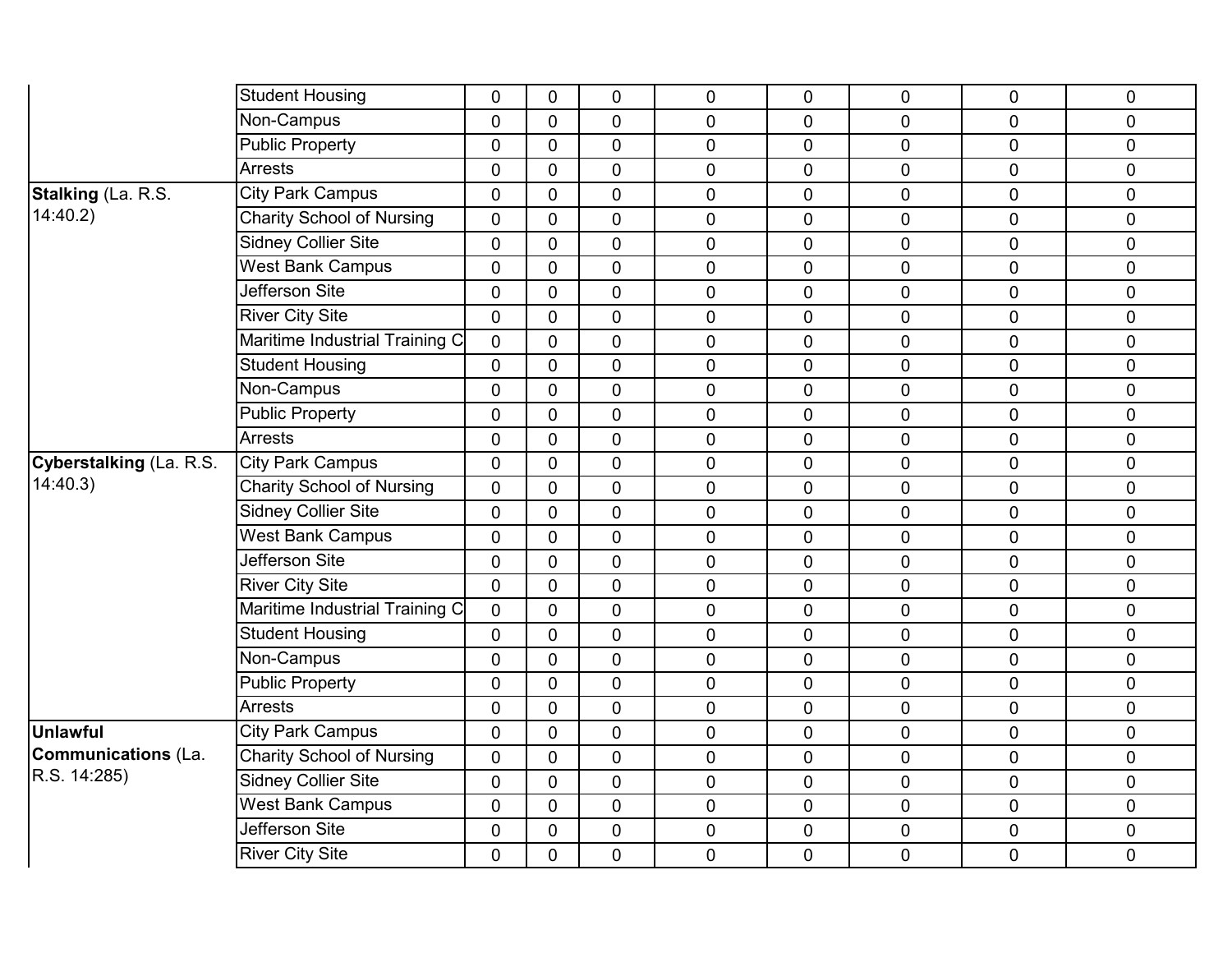| | Student Housing | 0 | 0 | 0 | 0 | 0 | 0 | 0 | 0 |
|---|---|---|---|---|---|---|---|---|---|
| | Non-Campus | 0 | 0 | 0 | 0 | 0 | 0 | 0 | 0 |
| | Public Property | 0 | 0 | 0 | 0 | 0 | 0 | 0 | 0 |
| | Arrests | 0 | 0 | 0 | 0 | 0 | 0 | 0 | 0 |
| **Stalking** (La. R.S. 14:40.2) | City Park Campus | 0 | 0 | 0 | 0 | 0 | 0 | 0 | 0 |
| | Charity School of Nursing | 0 | 0 | 0 | 0 | 0 | 0 | 0 | 0 |
| | Sidney Collier Site | 0 | 0 | 0 | 0 | 0 | 0 | 0 | 0 |
| | West Bank Campus | 0 | 0 | 0 | 0 | 0 | 0 | 0 | 0 |
| | Jefferson Site | 0 | 0 | 0 | 0 | 0 | 0 | 0 | 0 |
| | River City Site | 0 | 0 | 0 | 0 | 0 | 0 | 0 | 0 |
| | Maritime Industrial Training C | 0 | 0 | 0 | 0 | 0 | 0 | 0 | 0 |
| | Student Housing | 0 | 0 | 0 | 0 | 0 | 0 | 0 | 0 |
| | Non-Campus | 0 | 0 | 0 | 0 | 0 | 0 | 0 | 0 |
| | Public Property | 0 | 0 | 0 | 0 | 0 | 0 | 0 | 0 |
| | Arrests | 0 | 0 | 0 | 0 | 0 | 0 | 0 | 0 |
| **Cyberstalking** (La. R.S. 14:40.3) | City Park Campus | 0 | 0 | 0 | 0 | 0 | 0 | 0 | 0 |
| | Charity School of Nursing | 0 | 0 | 0 | 0 | 0 | 0 | 0 | 0 |
| | Sidney Collier Site | 0 | 0 | 0 | 0 | 0 | 0 | 0 | 0 |
| | West Bank Campus | 0 | 0 | 0 | 0 | 0 | 0 | 0 | 0 |
| | Jefferson Site | 0 | 0 | 0 | 0 | 0 | 0 | 0 | 0 |
| | River City Site | 0 | 0 | 0 | 0 | 0 | 0 | 0 | 0 |
| | Maritime Industrial Training C | 0 | 0 | 0 | 0 | 0 | 0 | 0 | 0 |
| | Student Housing | 0 | 0 | 0 | 0 | 0 | 0 | 0 | 0 |
| | Non-Campus | 0 | 0 | 0 | 0 | 0 | 0 | 0 | 0 |
| | Public Property | 0 | 0 | 0 | 0 | 0 | 0 | 0 | 0 |
| | Arrests | 0 | 0 | 0 | 0 | 0 | 0 | 0 | 0 |
| **Unlawful Communications** (La. R.S. 14:285) | City Park Campus | 0 | 0 | 0 | 0 | 0 | 0 | 0 | 0 |
| | Charity School of Nursing | 0 | 0 | 0 | 0 | 0 | 0 | 0 | 0 |
| | Sidney Collier Site | 0 | 0 | 0 | 0 | 0 | 0 | 0 | 0 |
| | West Bank Campus | 0 | 0 | 0 | 0 | 0 | 0 | 0 | 0 |
| | Jefferson Site | 0 | 0 | 0 | 0 | 0 | 0 | 0 | 0 |
| | River City Site | 0 | 0 | 0 | 0 | 0 | 0 | 0 | 0 |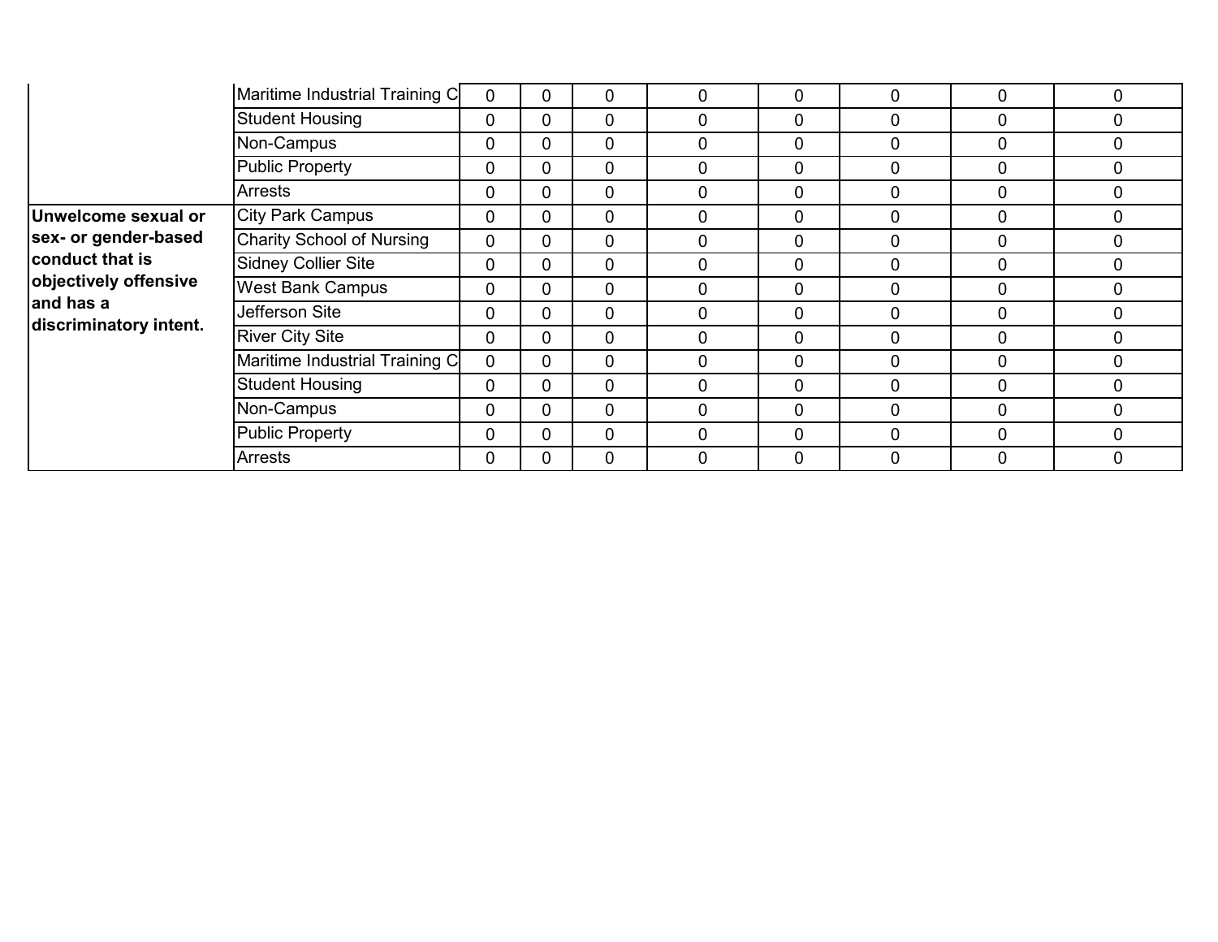| | | | | | | | | | |
|---|---|---|---|---|---|---|---|---|---|
| | Maritime Industrial Training C | 0 | 0 | 0 | 0 | 0 | 0 | 0 | 0 |
| | Student Housing | 0 | 0 | 0 | 0 | 0 | 0 | 0 | 0 |
| | Non-Campus | 0 | 0 | 0 | 0 | 0 | 0 | 0 | 0 |
| | Public Property | 0 | 0 | 0 | 0 | 0 | 0 | 0 | 0 |
| | Arrests | 0 | 0 | 0 | 0 | 0 | 0 | 0 | 0 |
| **Unwelcome sexual or sex- or gender-based conduct that is objectively offensive and has a discriminatory intent.** | City Park Campus | 0 | 0 | 0 | 0 | 0 | 0 | 0 | 0 |
| | Charity School of Nursing | 0 | 0 | 0 | 0 | 0 | 0 | 0 | 0 |
| | Sidney Collier Site | 0 | 0 | 0 | 0 | 0 | 0 | 0 | 0 |
| | West Bank Campus | 0 | 0 | 0 | 0 | 0 | 0 | 0 | 0 |
| | Jefferson Site | 0 | 0 | 0 | 0 | 0 | 0 | 0 | 0 |
| | River City Site | 0 | 0 | 0 | 0 | 0 | 0 | 0 | 0 |
| | Maritime Industrial Training C | 0 | 0 | 0 | 0 | 0 | 0 | 0 | 0 |
| | Student Housing | 0 | 0 | 0 | 0 | 0 | 0 | 0 | 0 |
| | Non-Campus | 0 | 0 | 0 | 0 | 0 | 0 | 0 | 0 |
| | Public Property | 0 | 0 | 0 | 0 | 0 | 0 | 0 | 0 |
| | Arrests | 0 | 0 | 0 | 0 | 0 | 0 | 0 | 0 |